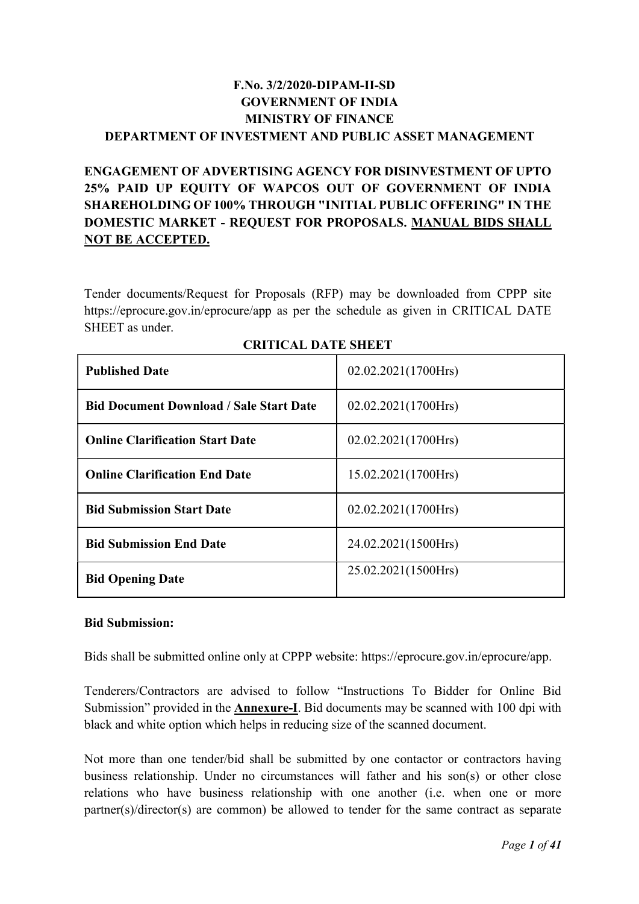**F.No. 3/2/2020-DIPAM-II-SD**
**GOVERNMENT OF INDIA**
**MINISTRY OF FINANCE**
**DEPARTMENT OF INVESTMENT AND PUBLIC ASSET MANAGEMENT**

**ENGAGEMENT OF ADVERTISING AGENCY FOR DISINVESTMENT OF UPTO 25% PAID UP EQUITY OF WAPCOS OUT OF GOVERNMENT OF INDIA SHAREHOLDING OF 100% THROUGH "INITIAL PUBLIC OFFERING" IN THE DOMESTIC MARKET - REQUEST FOR PROPOSALS. <u>MANUAL BIDS SHALL NOT BE ACCEPTED.</u>**

Tender documents/Request for Proposals (RFP) may be downloaded from CPPP site https://eprocure.gov.in/eprocure/app as per the schedule as given in CRITICAL DATE SHEET as under.

**CRITICAL DATE SHEET**

| | |
|---|---|
| **Published Date** | 02.02.2021(1700Hrs) |
| **Bid Document Download / Sale Start Date** | 02.02.2021(1700Hrs) |
| **Online Clarification Start Date** | 02.02.2021(1700Hrs) |
| **Online Clarification End Date** | 15.02.2021(1700Hrs) |
| **Bid Submission Start Date** | 02.02.2021(1700Hrs) |
| **Bid Submission End Date** | 24.02.2021(1500Hrs) |
| **Bid Opening Date** | 25.02.2021(1500Hrs) |

**Bid Submission:**

Bids shall be submitted online only at CPPP website: https://eprocure.gov.in/eprocure/app.

Tenderers/Contractors are advised to follow "Instructions To Bidder for Online Bid Submission" provided in the **<u>Annexure-I</u>**. Bid documents may be scanned with 100 dpi with black and white option which helps in reducing size of the scanned document.

Not more than one tender/bid shall be submitted by one contactor or contractors having business relationship. Under no circumstances will father and his son(s) or other close relations who have business relationship with one another (i.e. when one or more partner(s)/director(s) are common) be allowed to tender for the same contract as separate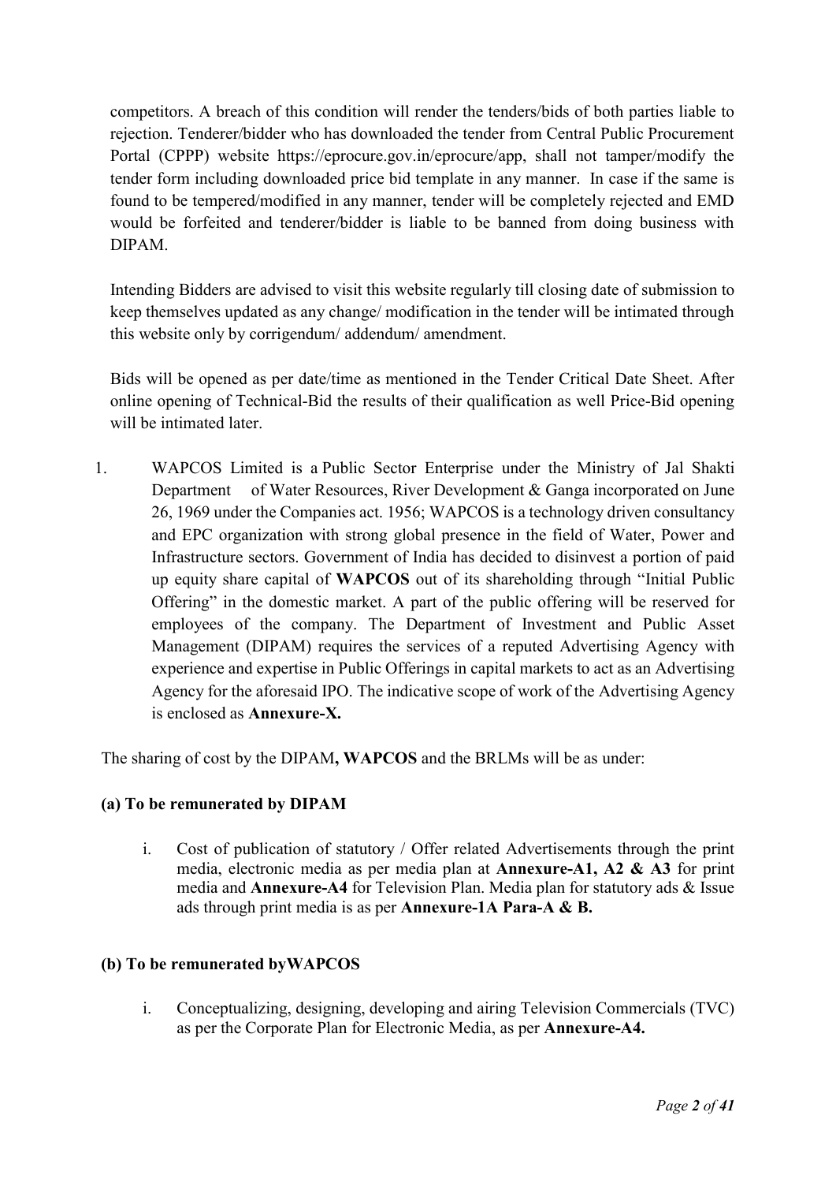competitors. A breach of this condition will render the tenders/bids of both parties liable to rejection. Tenderer/bidder who has downloaded the tender from Central Public Procurement Portal (CPPP) website https://eprocure.gov.in/eprocure/app, shall not tamper/modify the tender form including downloaded price bid template in any manner. In case if the same is found to be tempered/modified in any manner, tender will be completely rejected and EMD would be forfeited and tenderer/bidder is liable to be banned from doing business with DIPAM.

Intending Bidders are advised to visit this website regularly till closing date of submission to keep themselves updated as any change/ modification in the tender will be intimated through this website only by corrigendum/ addendum/ amendment.

Bids will be opened as per date/time as mentioned in the Tender Critical Date Sheet. After online opening of Technical-Bid the results of their qualification as well Price-Bid opening will be intimated later.

1. WAPCOS Limited is a Public Sector Enterprise under the Ministry of Jal Shakti Department of Water Resources, River Development & Ganga incorporated on June 26, 1969 under the Companies act. 1956; WAPCOS is a technology driven consultancy and EPC organization with strong global presence in the field of Water, Power and Infrastructure sectors. Government of India has decided to disinvest a portion of paid up equity share capital of **WAPCOS** out of its shareholding through "Initial Public Offering" in the domestic market. A part of the public offering will be reserved for employees of the company. The Department of Investment and Public Asset Management (DIPAM) requires the services of a reputed Advertising Agency with experience and expertise in Public Offerings in capital markets to act as an Advertising Agency for the aforesaid IPO. The indicative scope of work of the Advertising Agency is enclosed as **Annexure-X.**

The sharing of cost by the DIPAM**, WAPCOS** and the BRLMs will be as under:

**(a) To be remunerated by DIPAM**

i. Cost of publication of statutory / Offer related Advertisements through the print media, electronic media as per media plan at **Annexure-A1, A2 & A3** for print media and **Annexure-A4** for Television Plan. Media plan for statutory ads & Issue ads through print media is as per **Annexure-1A Para-A & B.**

**(b) To be remunerated byWAPCOS**

i. Conceptualizing, designing, developing and airing Television Commercials (TVC) as per the Corporate Plan for Electronic Media, as per **Annexure-A4.**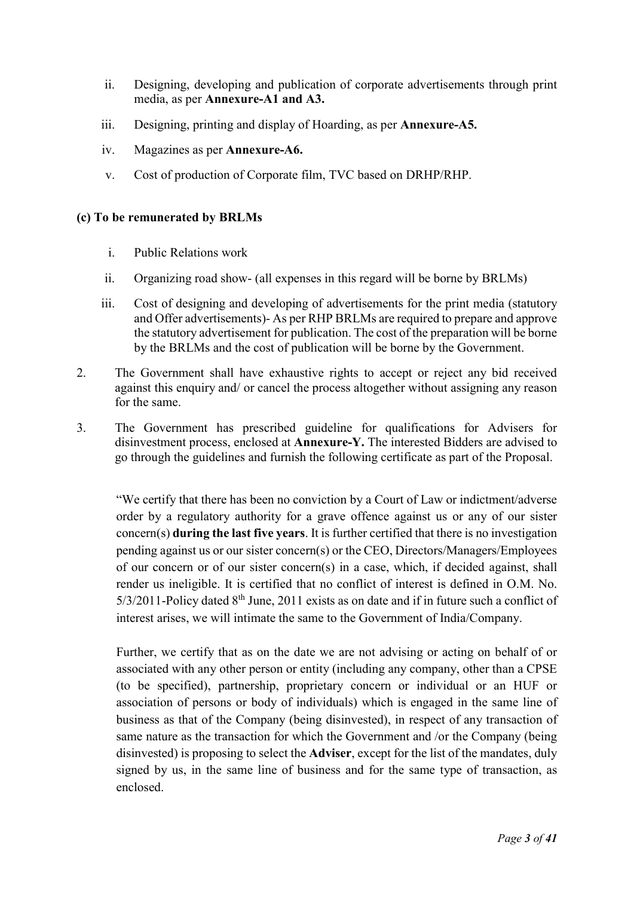ii. Designing, developing and publication of corporate advertisements through print media, as per **Annexure-A1 and A3.**

iii. Designing, printing and display of Hoarding, as per **Annexure-A5.**

iv. Magazines as per **Annexure-A6.**

v. Cost of production of Corporate film, TVC based on DRHP/RHP.

**(c) To be remunerated by BRLMs**

i. Public Relations work

ii. Organizing road show- (all expenses in this regard will be borne by BRLMs)

iii. Cost of designing and developing of advertisements for the print media (statutory and Offer advertisements)- As per RHP BRLMs are required to prepare and approve the statutory advertisement for publication. The cost of the preparation will be borne by the BRLMs and the cost of publication will be borne by the Government.

2. The Government shall have exhaustive rights to accept or reject any bid received against this enquiry and/ or cancel the process altogether without assigning any reason for the same.

3. The Government has prescribed guideline for qualifications for Advisers for disinvestment process, enclosed at **Annexure-Y.** The interested Bidders are advised to go through the guidelines and furnish the following certificate as part of the Proposal.

   "We certify that there has been no conviction by a Court of Law or indictment/adverse order by a regulatory authority for a grave offence against us or any of our sister concern(s) **during the last five years**. It is further certified that there is no investigation pending against us or our sister concern(s) or the CEO, Directors/Managers/Employees of our concern or of our sister concern(s) in a case, which, if decided against, shall render us ineligible. It is certified that no conflict of interest is defined in O.M. No. 5/3/2011-Policy dated 8th June, 2011 exists as on date and if in future such a conflict of interest arises, we will intimate the same to the Government of India/Company.

   Further, we certify that as on the date we are not advising or acting on behalf of or associated with any other person or entity (including any company, other than a CPSE (to be specified), partnership, proprietary concern or individual or an HUF or association of persons or body of individuals) which is engaged in the same line of business as that of the Company (being disinvested), in respect of any transaction of same nature as the transaction for which the Government and /or the Company (being disinvested) is proposing to select the **Adviser**, except for the list of the mandates, duly signed by us, in the same line of business and for the same type of transaction, as enclosed.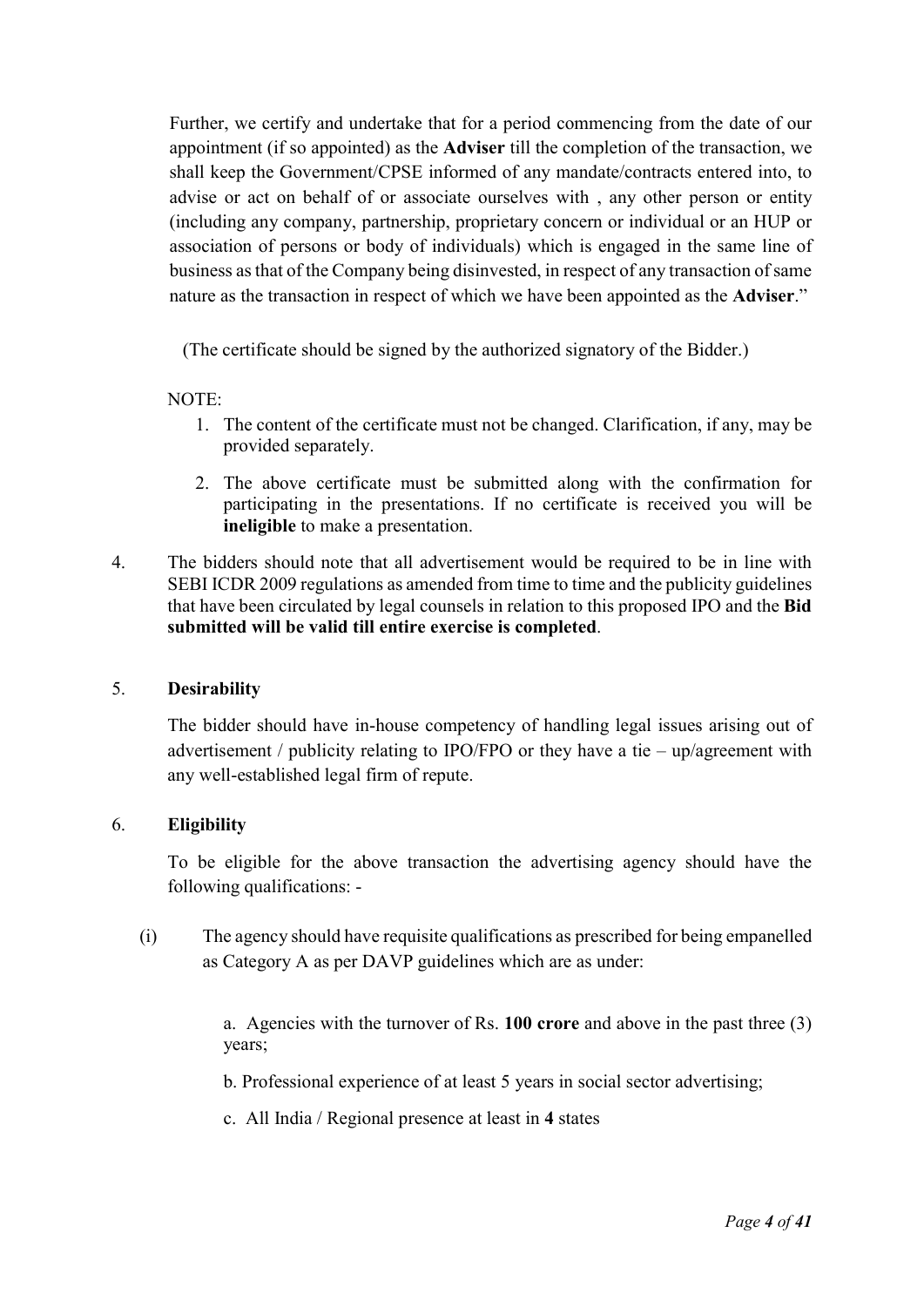Further, we certify and undertake that for a period commencing from the date of our appointment (if so appointed) as the **Adviser** till the completion of the transaction, we shall keep the Government/CPSE informed of any mandate/contracts entered into, to advise or act on behalf of or associate ourselves with , any other person or entity (including any company, partnership, proprietary concern or individual or an HUP or association of persons or body of individuals) which is engaged in the same line of business as that of the Company being disinvested, in respect of any transaction of same nature as the transaction in respect of which we have been appointed as the **Adviser**."

(The certificate should be signed by the authorized signatory of the Bidder.)

NOTE:

1. The content of the certificate must not be changed. Clarification, if any, may be provided separately.
2. The above certificate must be submitted along with the confirmation for participating in the presentations. If no certificate is received you will be **ineligible** to make a presentation.

4. The bidders should note that all advertisement would be required to be in line with SEBI ICDR 2009 regulations as amended from time to time and the publicity guidelines that have been circulated by legal counsels in relation to this proposed IPO and the **Bid submitted will be valid till entire exercise is completed**.

5. **Desirability**

   The bidder should have in-house competency of handling legal issues arising out of advertisement / publicity relating to IPO/FPO or they have a tie – up/agreement with any well-established legal firm of repute.

6. **Eligibility**

   To be eligible for the above transaction the advertising agency should have the following qualifications: -

   (i) The agency should have requisite qualifications as prescribed for being empanelled as Category A as per DAVP guidelines which are as under:

      a. Agencies with the turnover of Rs. **100 crore** and above in the past three (3) years;

      b. Professional experience of at least 5 years in social sector advertising;

      c. All India / Regional presence at least in **4** states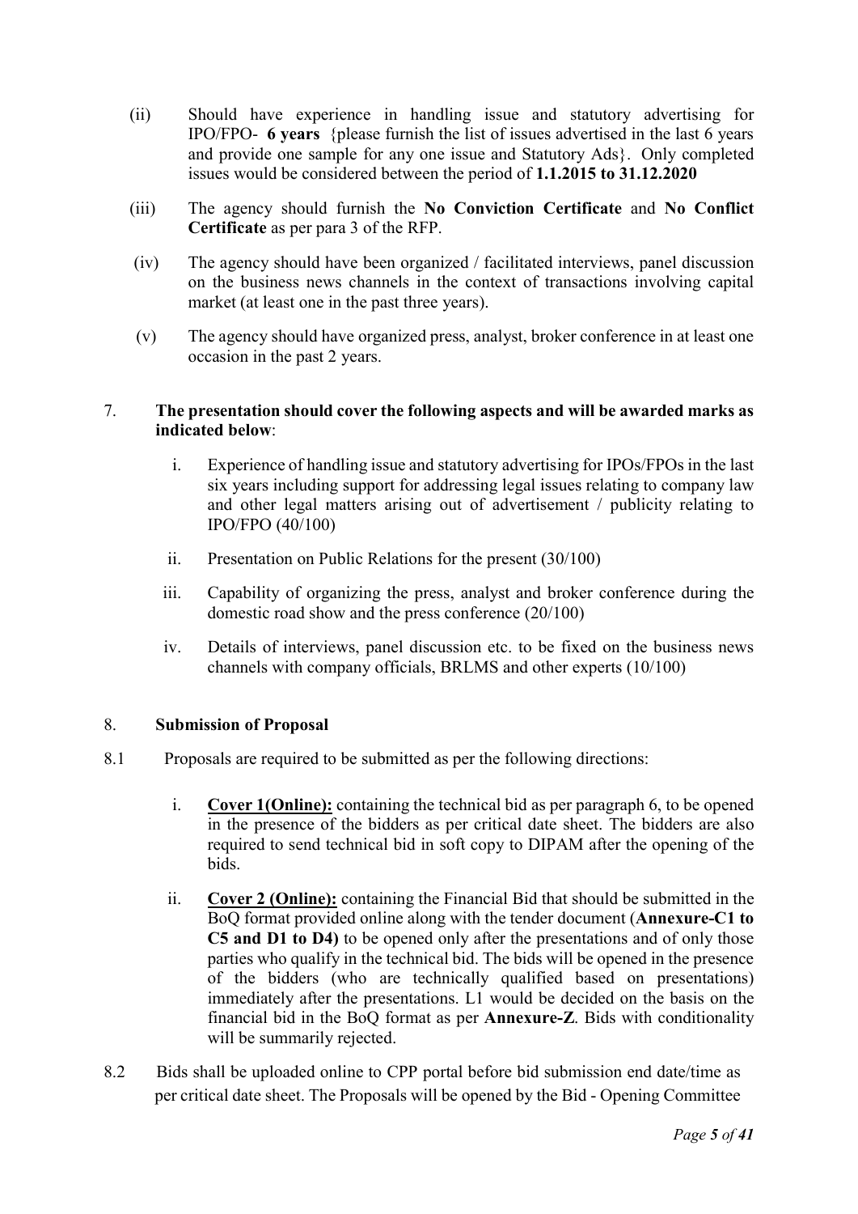(ii) Should have experience in handling issue and statutory advertising for IPO/FPO- **6 years** {please furnish the list of issues advertised in the last 6 years and provide one sample for any one issue and Statutory Ads}. Only completed issues would be considered between the period of **1.1.2015 to 31.12.2020**

(iii) The agency should furnish the **No Conviction Certificate** and **No Conflict Certificate** as per para 3 of the RFP.

(iv) The agency should have been organized / facilitated interviews, panel discussion on the business news channels in the context of transactions involving capital market (at least one in the past three years).

(v) The agency should have organized press, analyst, broker conference in at least one occasion in the past 2 years.

7. **The presentation should cover the following aspects and will be awarded marks as indicated below**:

    i. Experience of handling issue and statutory advertising for IPOs/FPOs in the last six years including support for addressing legal issues relating to company law and other legal matters arising out of advertisement / publicity relating to IPO/FPO (40/100)

    ii. Presentation on Public Relations for the present (30/100)

    iii. Capability of organizing the press, analyst and broker conference during the domestic road show and the press conference (20/100)

    iv. Details of interviews, panel discussion etc. to be fixed on the business news channels with company officials, BRLMS and other experts (10/100)

8. **Submission of Proposal**

8.1 Proposals are required to be submitted as per the following directions:

    i. **Cover 1(Online):** containing the technical bid as per paragraph 6, to be opened in the presence of the bidders as per critical date sheet. The bidders are also required to send technical bid in soft copy to DIPAM after the opening of the bids.

    ii. **Cover 2 (Online):** containing the Financial Bid that should be submitted in the BoQ format provided online along with the tender document (**Annexure-C1 to C5 and D1 to D4)** to be opened only after the presentations and of only those parties who qualify in the technical bid. The bids will be opened in the presence of the bidders (who are technically qualified based on presentations) immediately after the presentations. L1 would be decided on the basis on the financial bid in the BoQ format as per **Annexure-Z**. Bids with conditionality will be summarily rejected.

8.2 Bids shall be uploaded online to CPP portal before bid submission end date/time as per critical date sheet. The Proposals will be opened by the Bid - Opening Committee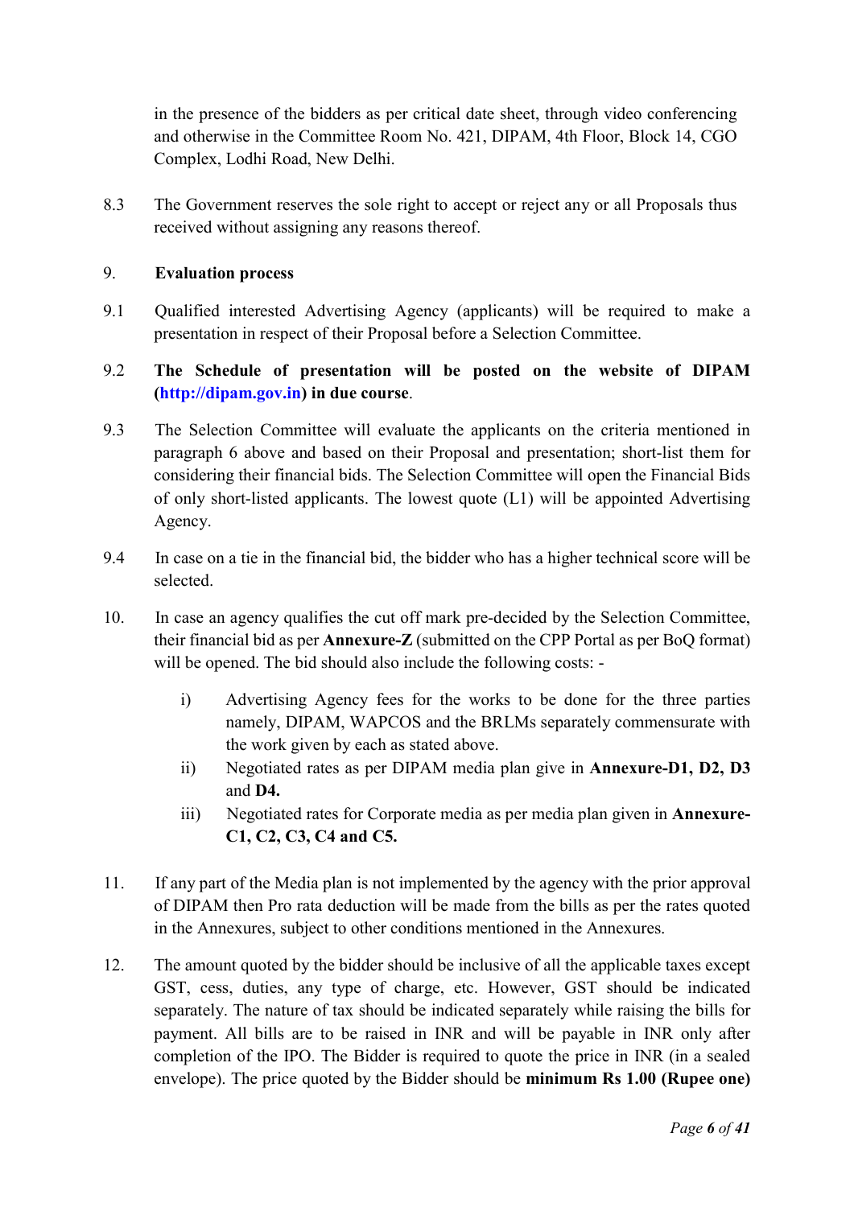in the presence of the bidders as per critical date sheet, through video conferencing and otherwise in the Committee Room No. 421, DIPAM, 4th Floor, Block 14, CGO Complex, Lodhi Road, New Delhi.

8.3 The Government reserves the sole right to accept or reject any or all Proposals thus received without assigning any reasons thereof.

9. **Evaluation process**

9.1 Qualified interested Advertising Agency (applicants) will be required to make a presentation in respect of their Proposal before a Selection Committee.

9.2 **The Schedule of presentation will be posted on the website of DIPAM (http://dipam.gov.in) in due course**.

9.3 The Selection Committee will evaluate the applicants on the criteria mentioned in paragraph 6 above and based on their Proposal and presentation; short-list them for considering their financial bids. The Selection Committee will open the Financial Bids of only short-listed applicants. The lowest quote (L1) will be appointed Advertising Agency.

9.4 In case on a tie in the financial bid, the bidder who has a higher technical score will be selected.

10. In case an agency qualifies the cut off mark pre-decided by the Selection Committee, their financial bid as per **Annexure-Z** (submitted on the CPP Portal as per BoQ format) will be opened. The bid should also include the following costs: -

    i) Advertising Agency fees for the works to be done for the three parties namely, DIPAM, WAPCOS and the BRLMs separately commensurate with the work given by each as stated above.
    ii) Negotiated rates as per DIPAM media plan give in **Annexure-D1, D2, D3** and **D4.**
    iii) Negotiated rates for Corporate media as per media plan given in **Annexure-C1, C2, C3, C4 and C5.**

11. If any part of the Media plan is not implemented by the agency with the prior approval of DIPAM then Pro rata deduction will be made from the bills as per the rates quoted in the Annexures, subject to other conditions mentioned in the Annexures.

12. The amount quoted by the bidder should be inclusive of all the applicable taxes except GST, cess, duties, any type of charge, etc. However, GST should be indicated separately. The nature of tax should be indicated separately while raising the bills for payment. All bills are to be raised in INR and will be payable in INR only after completion of the IPO. The Bidder is required to quote the price in INR (in a sealed envelope). The price quoted by the Bidder should be **minimum Rs 1.00 (Rupee one)**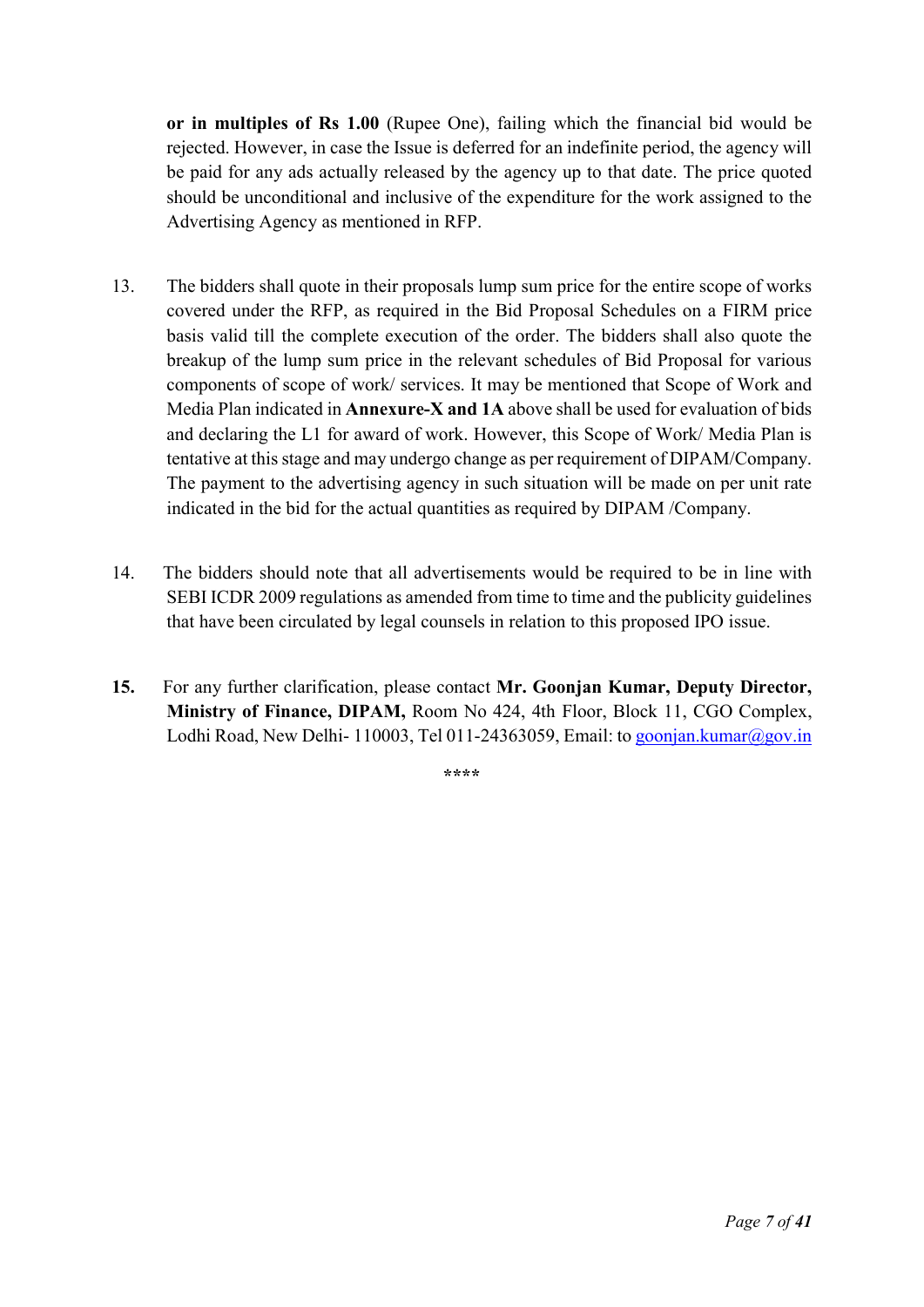**or in multiples of Rs 1.00** (Rupee One), failing which the financial bid would be rejected. However, in case the Issue is deferred for an indefinite period, the agency will be paid for any ads actually released by the agency up to that date. The price quoted should be unconditional and inclusive of the expenditure for the work assigned to the Advertising Agency as mentioned in RFP.

13. The bidders shall quote in their proposals lump sum price for the entire scope of works covered under the RFP, as required in the Bid Proposal Schedules on a FIRM price basis valid till the complete execution of the order. The bidders shall also quote the breakup of the lump sum price in the relevant schedules of Bid Proposal for various components of scope of work/ services. It may be mentioned that Scope of Work and Media Plan indicated in **Annexure-X and 1A** above shall be used for evaluation of bids and declaring the L1 for award of work. However, this Scope of Work/ Media Plan is tentative at this stage and may undergo change as per requirement of DIPAM/Company. The payment to the advertising agency in such situation will be made on per unit rate indicated in the bid for the actual quantities as required by DIPAM /Company.

14. The bidders should note that all advertisements would be required to be in line with SEBI ICDR 2009 regulations as amended from time to time and the publicity guidelines that have been circulated by legal counsels in relation to this proposed IPO issue.

**15.** For any further clarification, please contact **Mr. Goonjan Kumar, Deputy Director, Ministry of Finance, DIPAM,** Room No 424, 4th Floor, Block 11, CGO Complex, Lodhi Road, New Delhi- 110003, Tel 011-24363059, Email: to goonjan.kumar@gov.in

****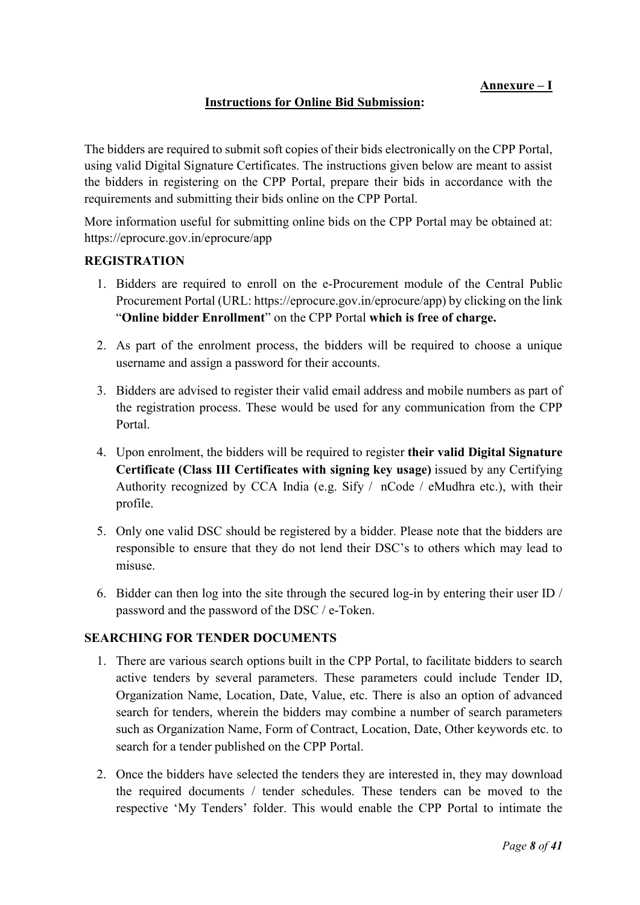**Annexure – I**

## Instructions for Online Bid Submission:

The bidders are required to submit soft copies of their bids electronically on the CPP Portal, using valid Digital Signature Certificates. The instructions given below are meant to assist the bidders in registering on the CPP Portal, prepare their bids in accordance with the requirements and submitting their bids online on the CPP Portal.

More information useful for submitting online bids on the CPP Portal may be obtained at: https://eprocure.gov.in/eprocure/app

### REGISTRATION

1. Bidders are required to enroll on the e-Procurement module of the Central Public Procurement Portal (URL: https://eprocure.gov.in/eprocure/app) by clicking on the link "**Online bidder Enrollment**" on the CPP Portal **which is free of charge.**
2. As part of the enrolment process, the bidders will be required to choose a unique username and assign a password for their accounts.
3. Bidders are advised to register their valid email address and mobile numbers as part of the registration process. These would be used for any communication from the CPP Portal.
4. Upon enrolment, the bidders will be required to register **their valid Digital Signature Certificate (Class III Certificates with signing key usage)** issued by any Certifying Authority recognized by CCA India (e.g. Sify / nCode / eMudhra etc.), with their profile.
5. Only one valid DSC should be registered by a bidder. Please note that the bidders are responsible to ensure that they do not lend their DSC's to others which may lead to misuse.
6. Bidder can then log into the site through the secured log-in by entering their user ID / password and the password of the DSC / e-Token.

### SEARCHING FOR TENDER DOCUMENTS

1. There are various search options built in the CPP Portal, to facilitate bidders to search active tenders by several parameters. These parameters could include Tender ID, Organization Name, Location, Date, Value, etc. There is also an option of advanced search for tenders, wherein the bidders may combine a number of search parameters such as Organization Name, Form of Contract, Location, Date, Other keywords etc. to search for a tender published on the CPP Portal.
2. Once the bidders have selected the tenders they are interested in, they may download the required documents / tender schedules. These tenders can be moved to the respective 'My Tenders' folder. This would enable the CPP Portal to intimate the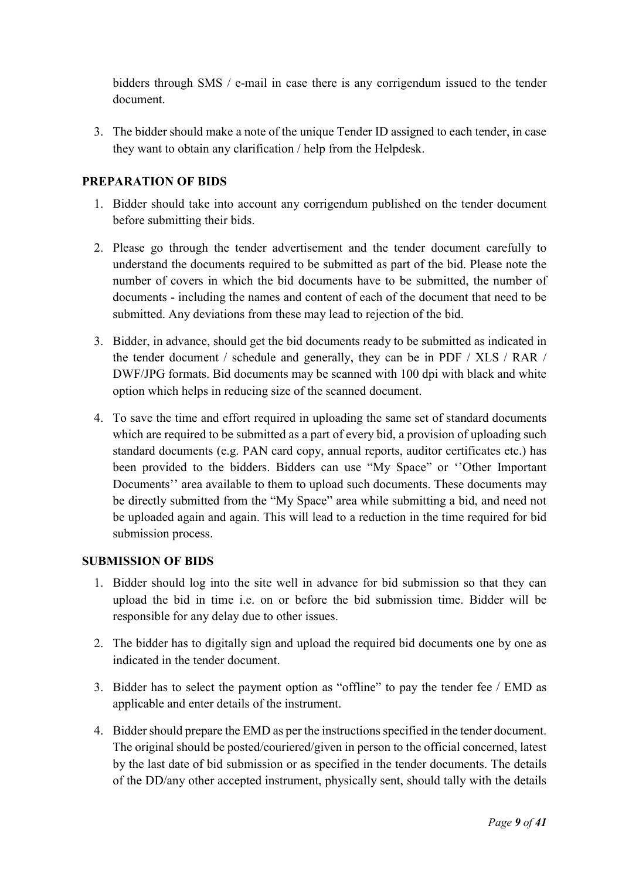bidders through SMS / e-mail in case there is any corrigendum issued to the tender document.

3. The bidder should make a note of the unique Tender ID assigned to each tender, in case they want to obtain any clarification / help from the Helpdesk.

**PREPARATION OF BIDS**

1. Bidder should take into account any corrigendum published on the tender document before submitting their bids.

2. Please go through the tender advertisement and the tender document carefully to understand the documents required to be submitted as part of the bid. Please note the number of covers in which the bid documents have to be submitted, the number of documents - including the names and content of each of the document that need to be submitted. Any deviations from these may lead to rejection of the bid.

3. Bidder, in advance, should get the bid documents ready to be submitted as indicated in the tender document / schedule and generally, they can be in PDF / XLS / RAR / DWF/JPG formats. Bid documents may be scanned with 100 dpi with black and white option which helps in reducing size of the scanned document.

4. To save the time and effort required in uploading the same set of standard documents which are required to be submitted as a part of every bid, a provision of uploading such standard documents (e.g. PAN card copy, annual reports, auditor certificates etc.) has been provided to the bidders. Bidders can use "My Space" or ''Other Important Documents'' area available to them to upload such documents. These documents may be directly submitted from the "My Space" area while submitting a bid, and need not be uploaded again and again. This will lead to a reduction in the time required for bid submission process.

**SUBMISSION OF BIDS**

1. Bidder should log into the site well in advance for bid submission so that they can upload the bid in time i.e. on or before the bid submission time. Bidder will be responsible for any delay due to other issues.

2. The bidder has to digitally sign and upload the required bid documents one by one as indicated in the tender document.

3. Bidder has to select the payment option as "offline" to pay the tender fee / EMD as applicable and enter details of the instrument.

4. Bidder should prepare the EMD as per the instructions specified in the tender document. The original should be posted/couriered/given in person to the official concerned, latest by the last date of bid submission or as specified in the tender documents. The details of the DD/any other accepted instrument, physically sent, should tally with the details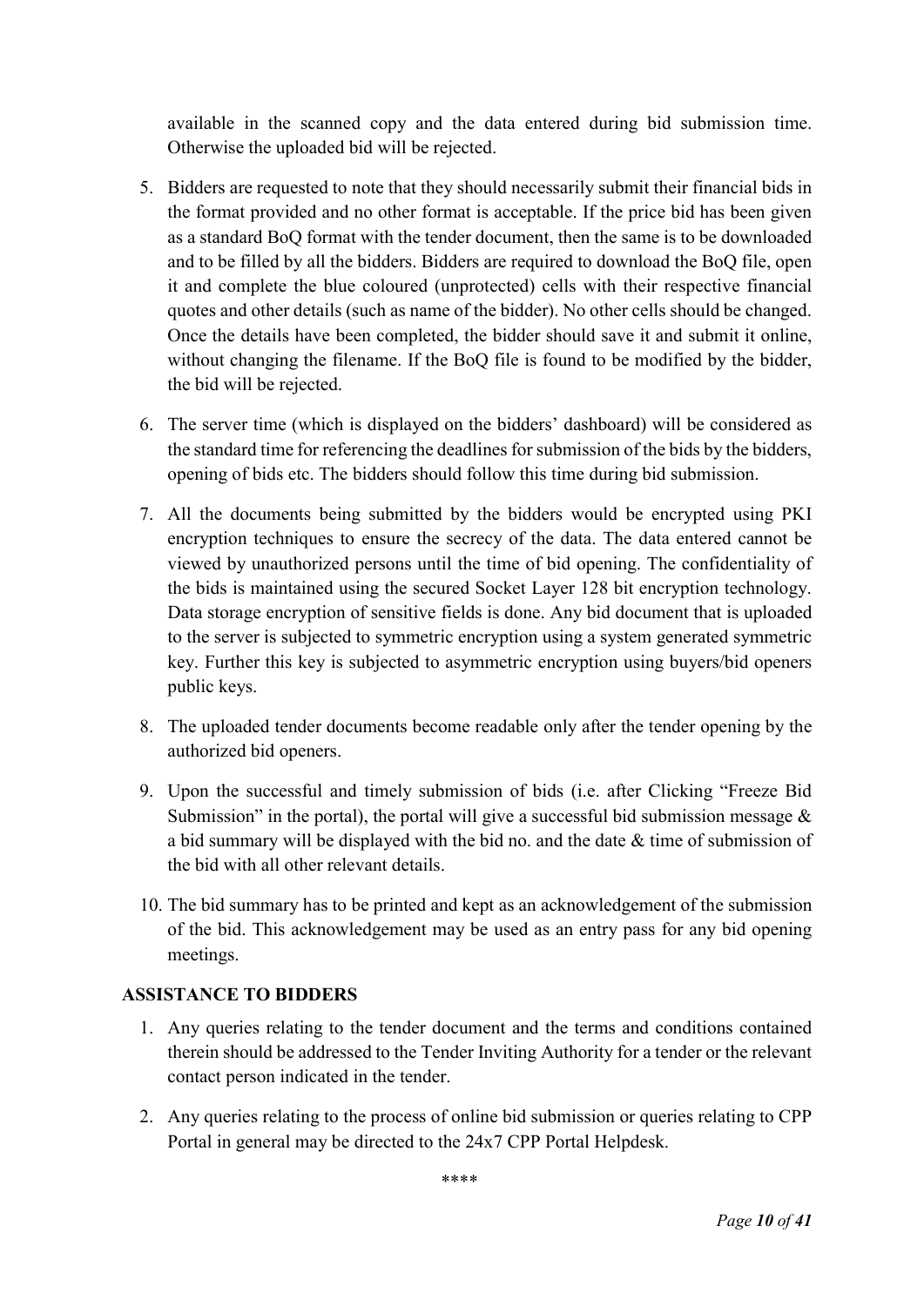available in the scanned copy and the data entered during bid submission time. Otherwise the uploaded bid will be rejected.

5. Bidders are requested to note that they should necessarily submit their financial bids in the format provided and no other format is acceptable. If the price bid has been given as a standard BoQ format with the tender document, then the same is to be downloaded and to be filled by all the bidders. Bidders are required to download the BoQ file, open it and complete the blue coloured (unprotected) cells with their respective financial quotes and other details (such as name of the bidder). No other cells should be changed. Once the details have been completed, the bidder should save it and submit it online, without changing the filename. If the BoQ file is found to be modified by the bidder, the bid will be rejected.

6. The server time (which is displayed on the bidders' dashboard) will be considered as the standard time for referencing the deadlines for submission of the bids by the bidders, opening of bids etc. The bidders should follow this time during bid submission.

7. All the documents being submitted by the bidders would be encrypted using PKI encryption techniques to ensure the secrecy of the data. The data entered cannot be viewed by unauthorized persons until the time of bid opening. The confidentiality of the bids is maintained using the secured Socket Layer 128 bit encryption technology. Data storage encryption of sensitive fields is done. Any bid document that is uploaded to the server is subjected to symmetric encryption using a system generated symmetric key. Further this key is subjected to asymmetric encryption using buyers/bid openers public keys.

8. The uploaded tender documents become readable only after the tender opening by the authorized bid openers.

9. Upon the successful and timely submission of bids (i.e. after Clicking "Freeze Bid Submission" in the portal), the portal will give a successful bid submission message & a bid summary will be displayed with the bid no. and the date & time of submission of the bid with all other relevant details.

10. The bid summary has to be printed and kept as an acknowledgement of the submission of the bid. This acknowledgement may be used as an entry pass for any bid opening meetings.

**ASSISTANCE TO BIDDERS**

1. Any queries relating to the tender document and the terms and conditions contained therein should be addressed to the Tender Inviting Authority for a tender or the relevant contact person indicated in the tender.

2. Any queries relating to the process of online bid submission or queries relating to CPP Portal in general may be directed to the 24x7 CPP Portal Helpdesk.

****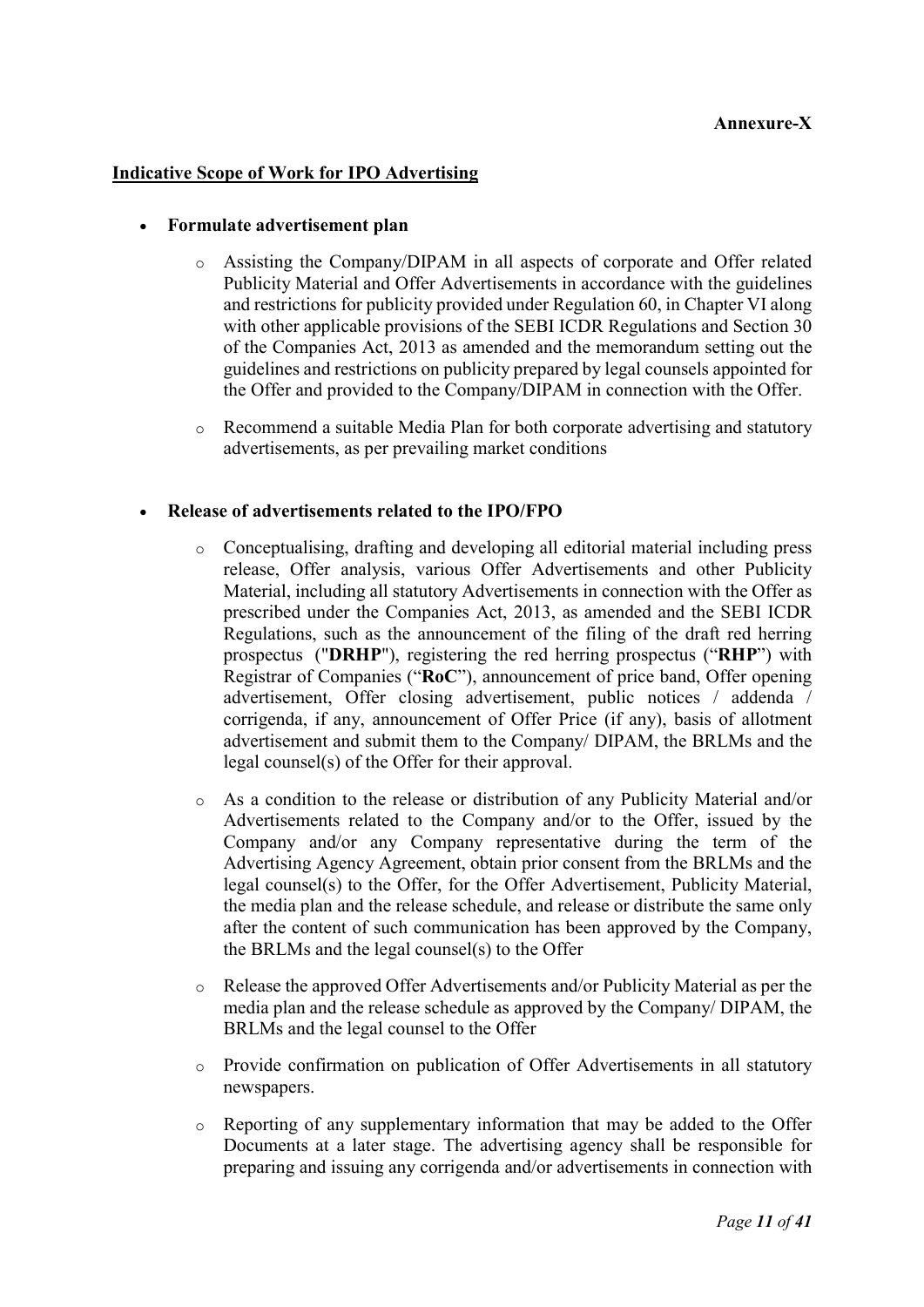**Annexure-X**

## Indicative Scope of Work for IPO Advertising

- **Formulate advertisement plan**
  - Assisting the Company/DIPAM in all aspects of corporate and Offer related Publicity Material and Offer Advertisements in accordance with the guidelines and restrictions for publicity provided under Regulation 60, in Chapter VI along with other applicable provisions of the SEBI ICDR Regulations and Section 30 of the Companies Act, 2013 as amended and the memorandum setting out the guidelines and restrictions on publicity prepared by legal counsels appointed for the Offer and provided to the Company/DIPAM in connection with the Offer.
  - Recommend a suitable Media Plan for both corporate advertising and statutory advertisements, as per prevailing market conditions

- **Release of advertisements related to the IPO/FPO**
  - Conceptualising, drafting and developing all editorial material including press release, Offer analysis, various Offer Advertisements and other Publicity Material, including all statutory Advertisements in connection with the Offer as prescribed under the Companies Act, 2013, as amended and the SEBI ICDR Regulations, such as the announcement of the filing of the draft red herring prospectus ("**DRHP**"), registering the red herring prospectus ("**RHP**") with Registrar of Companies ("**RoC**"), announcement of price band, Offer opening advertisement, Offer closing advertisement, public notices / addenda / corrigenda, if any, announcement of Offer Price (if any), basis of allotment advertisement and submit them to the Company/ DIPAM, the BRLMs and the legal counsel(s) of the Offer for their approval.
  - As a condition to the release or distribution of any Publicity Material and/or Advertisements related to the Company and/or to the Offer, issued by the Company and/or any Company representative during the term of the Advertising Agency Agreement, obtain prior consent from the BRLMs and the legal counsel(s) to the Offer, for the Offer Advertisement, Publicity Material, the media plan and the release schedule, and release or distribute the same only after the content of such communication has been approved by the Company, the BRLMs and the legal counsel(s) to the Offer
  - Release the approved Offer Advertisements and/or Publicity Material as per the media plan and the release schedule as approved by the Company/ DIPAM, the BRLMs and the legal counsel to the Offer
  - Provide confirmation on publication of Offer Advertisements in all statutory newspapers.
  - Reporting of any supplementary information that may be added to the Offer Documents at a later stage. The advertising agency shall be responsible for preparing and issuing any corrigenda and/or advertisements in connection with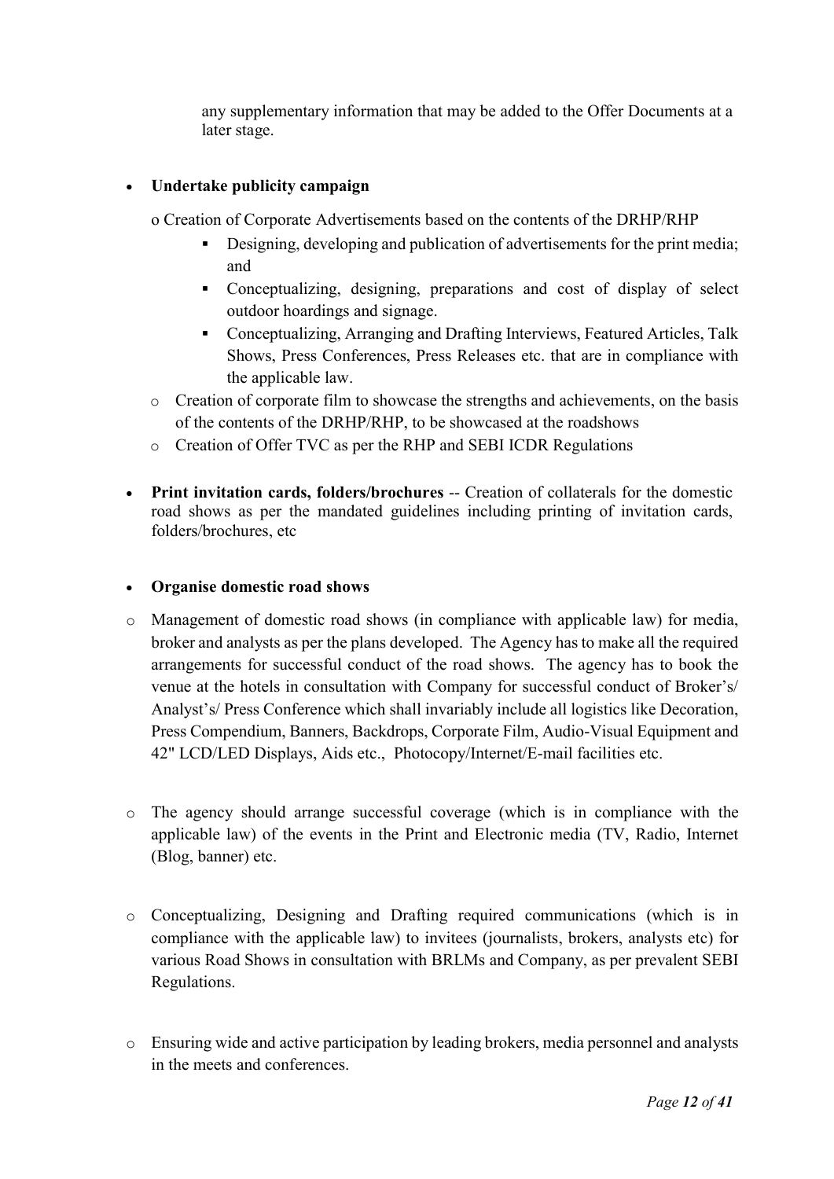any supplementary information that may be added to the Offer Documents at a later stage.

- **Undertake publicity campaign**

  o Creation of Corporate Advertisements based on the contents of the DRHP/RHP

    - Designing, developing and publication of advertisements for the print media; and
    - Conceptualizing, designing, preparations and cost of display of select outdoor hoardings and signage.
    - Conceptualizing, Arranging and Drafting Interviews, Featured Articles, Talk Shows, Press Conferences, Press Releases etc. that are in compliance with the applicable law.

  - Creation of corporate film to showcase the strengths and achievements, on the basis of the contents of the DRHP/RHP, to be showcased at the roadshows
  - Creation of Offer TVC as per the RHP and SEBI ICDR Regulations

- **Print invitation cards, folders/brochures** -- Creation of collaterals for the domestic road shows as per the mandated guidelines including printing of invitation cards, folders/brochures, etc

- **Organise domestic road shows**

  - Management of domestic road shows (in compliance with applicable law) for media, broker and analysts as per the plans developed. The Agency has to make all the required arrangements for successful conduct of the road shows. The agency has to book the venue at the hotels in consultation with Company for successful conduct of Broker's/ Analyst's/ Press Conference which shall invariably include all logistics like Decoration, Press Compendium, Banners, Backdrops, Corporate Film, Audio-Visual Equipment and 42" LCD/LED Displays, Aids etc., Photocopy/Internet/E-mail facilities etc.

  - The agency should arrange successful coverage (which is in compliance with the applicable law) of the events in the Print and Electronic media (TV, Radio, Internet (Blog, banner) etc.

  - Conceptualizing, Designing and Drafting required communications (which is in compliance with the applicable law) to invitees (journalists, brokers, analysts etc) for various Road Shows in consultation with BRLMs and Company, as per prevalent SEBI Regulations.

  - Ensuring wide and active participation by leading brokers, media personnel and analysts in the meets and conferences.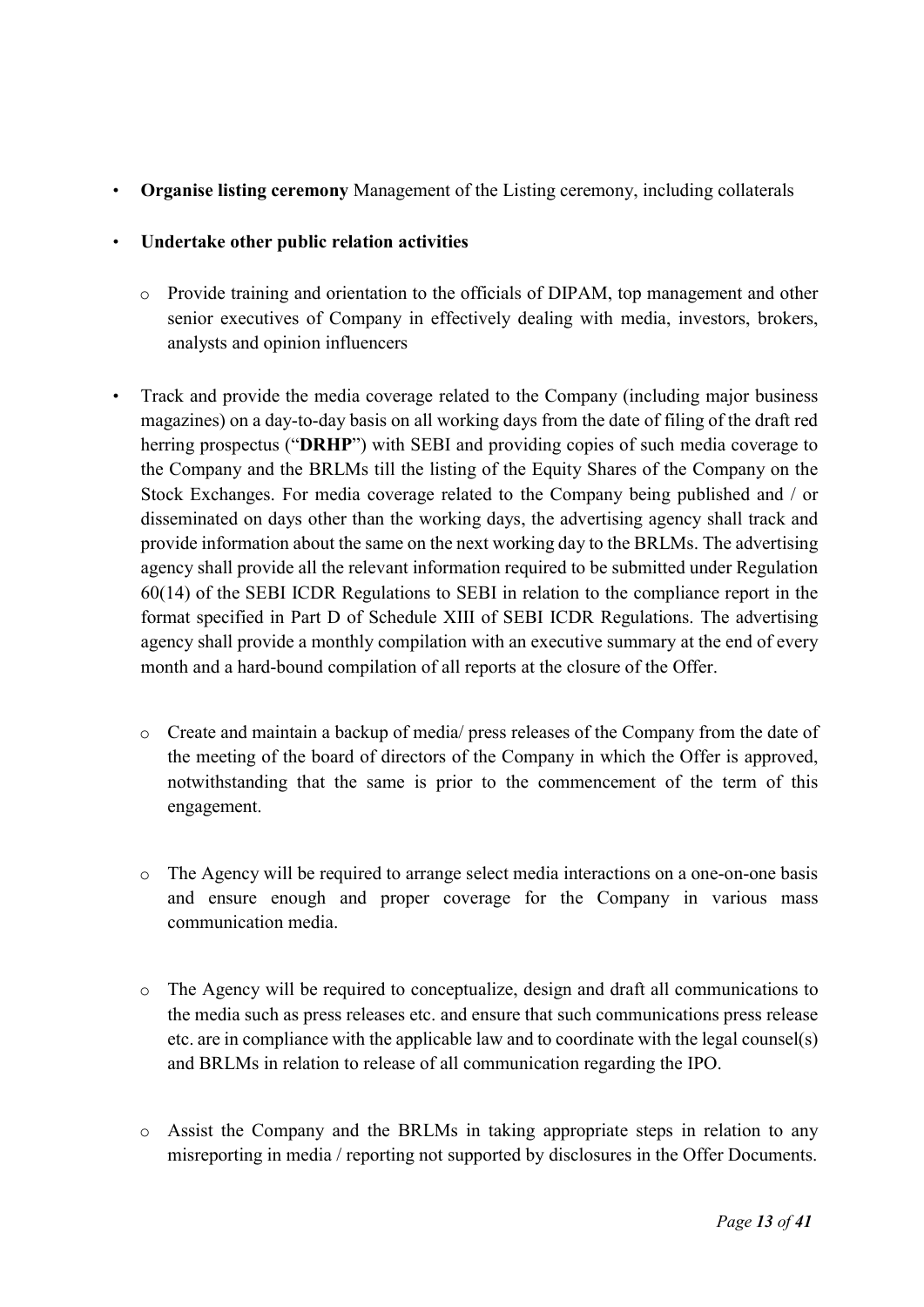- **Organise listing ceremony** Management of the Listing ceremony, including collaterals

- **Undertake other public relation activities**

  - Provide training and orientation to the officials of DIPAM, top management and other senior executives of Company in effectively dealing with media, investors, brokers, analysts and opinion influencers

- Track and provide the media coverage related to the Company (including major business magazines) on a day-to-day basis on all working days from the date of filing of the draft red herring prospectus ("**DRHP**") with SEBI and providing copies of such media coverage to the Company and the BRLMs till the listing of the Equity Shares of the Company on the Stock Exchanges. For media coverage related to the Company being published and / or disseminated on days other than the working days, the advertising agency shall track and provide information about the same on the next working day to the BRLMs. The advertising agency shall provide all the relevant information required to be submitted under Regulation 60(14) of the SEBI ICDR Regulations to SEBI in relation to the compliance report in the format specified in Part D of Schedule XIII of SEBI ICDR Regulations. The advertising agency shall provide a monthly compilation with an executive summary at the end of every month and a hard-bound compilation of all reports at the closure of the Offer.

  - Create and maintain a backup of media/ press releases of the Company from the date of the meeting of the board of directors of the Company in which the Offer is approved, notwithstanding that the same is prior to the commencement of the term of this engagement.

  - The Agency will be required to arrange select media interactions on a one-on-one basis and ensure enough and proper coverage for the Company in various mass communication media.

  - The Agency will be required to conceptualize, design and draft all communications to the media such as press releases etc. and ensure that such communications press release etc. are in compliance with the applicable law and to coordinate with the legal counsel(s) and BRLMs in relation to release of all communication regarding the IPO.

  - Assist the Company and the BRLMs in taking appropriate steps in relation to any misreporting in media / reporting not supported by disclosures in the Offer Documents.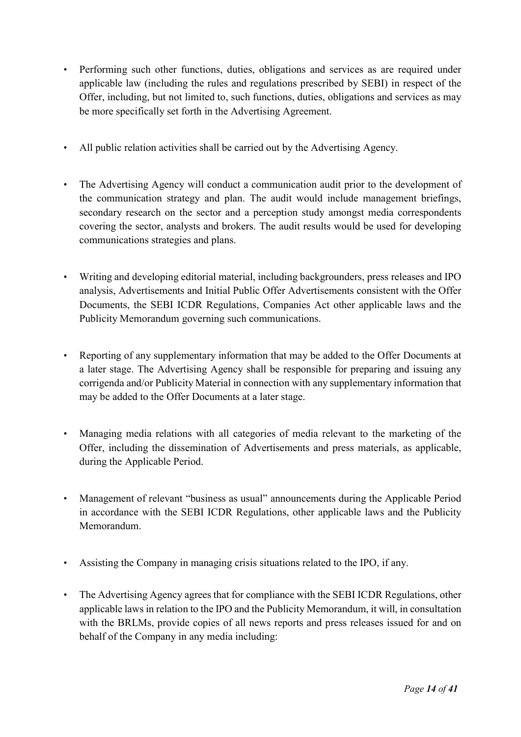- Performing such other functions, duties, obligations and services as are required under applicable law (including the rules and regulations prescribed by SEBI) in respect of the Offer, including, but not limited to, such functions, duties, obligations and services as may be more specifically set forth in the Advertising Agreement.

- All public relation activities shall be carried out by the Advertising Agency.

- The Advertising Agency will conduct a communication audit prior to the development of the communication strategy and plan. The audit would include management briefings, secondary research on the sector and a perception study amongst media correspondents covering the sector, analysts and brokers. The audit results would be used for developing communications strategies and plans.

- Writing and developing editorial material, including backgrounders, press releases and IPO analysis, Advertisements and Initial Public Offer Advertisements consistent with the Offer Documents, the SEBI ICDR Regulations, Companies Act other applicable laws and the Publicity Memorandum governing such communications.

- Reporting of any supplementary information that may be added to the Offer Documents at a later stage. The Advertising Agency shall be responsible for preparing and issuing any corrigenda and/or Publicity Material in connection with any supplementary information that may be added to the Offer Documents at a later stage.

- Managing media relations with all categories of media relevant to the marketing of the Offer, including the dissemination of Advertisements and press materials, as applicable, during the Applicable Period.

- Management of relevant "business as usual" announcements during the Applicable Period in accordance with the SEBI ICDR Regulations, other applicable laws and the Publicity Memorandum.

- Assisting the Company in managing crisis situations related to the IPO, if any.

- The Advertising Agency agrees that for compliance with the SEBI ICDR Regulations, other applicable laws in relation to the IPO and the Publicity Memorandum, it will, in consultation with the BRLMs, provide copies of all news reports and press releases issued for and on behalf of the Company in any media including: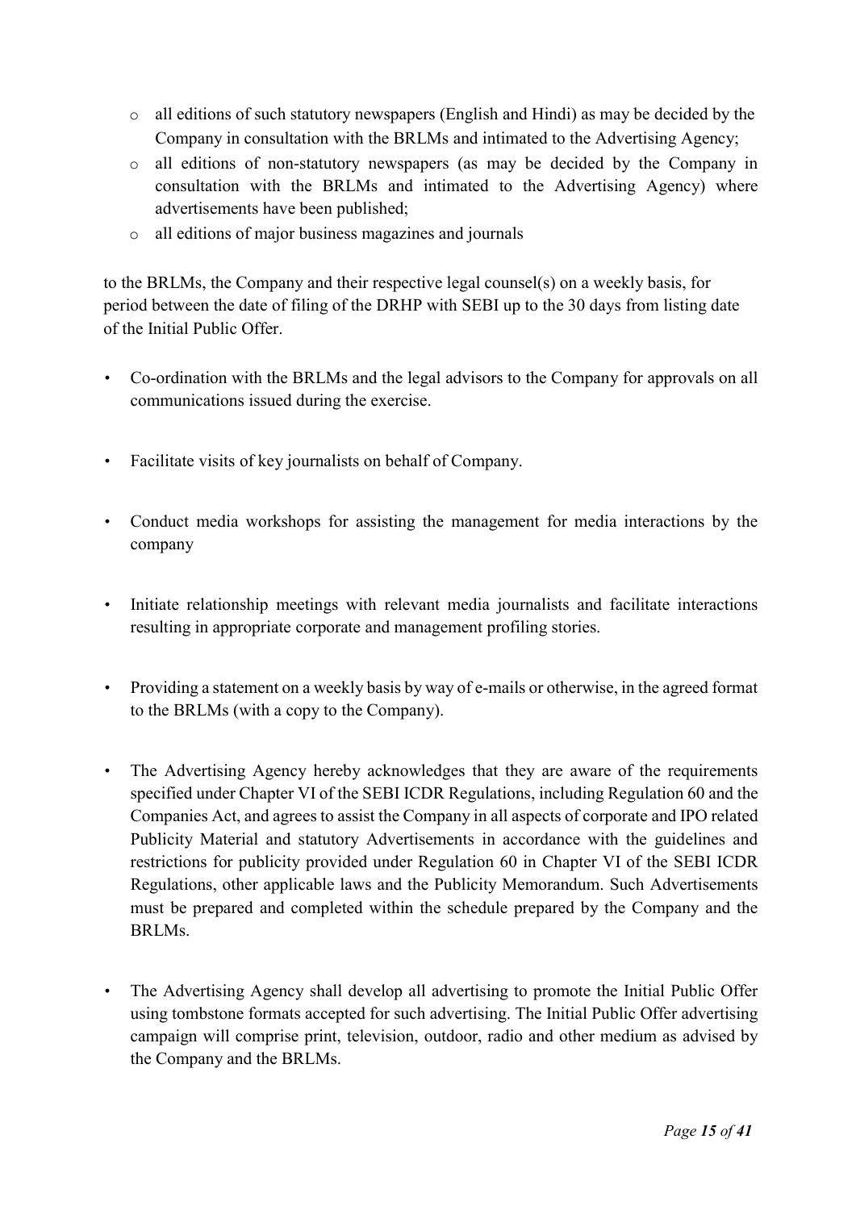- all editions of such statutory newspapers (English and Hindi) as may be decided by the Company in consultation with the BRLMs and intimated to the Advertising Agency;
- all editions of non-statutory newspapers (as may be decided by the Company in consultation with the BRLMs and intimated to the Advertising Agency) where advertisements have been published;
- all editions of major business magazines and journals

to the BRLMs, the Company and their respective legal counsel(s) on a weekly basis, for period between the date of filing of the DRHP with SEBI up to the 30 days from listing date of the Initial Public Offer.

- Co-ordination with the BRLMs and the legal advisors to the Company for approvals on all communications issued during the exercise.

- Facilitate visits of key journalists on behalf of Company.

- Conduct media workshops for assisting the management for media interactions by the company

- Initiate relationship meetings with relevant media journalists and facilitate interactions resulting in appropriate corporate and management profiling stories.

- Providing a statement on a weekly basis by way of e-mails or otherwise, in the agreed format to the BRLMs (with a copy to the Company).

- The Advertising Agency hereby acknowledges that they are aware of the requirements specified under Chapter VI of the SEBI ICDR Regulations, including Regulation 60 and the Companies Act, and agrees to assist the Company in all aspects of corporate and IPO related Publicity Material and statutory Advertisements in accordance with the guidelines and restrictions for publicity provided under Regulation 60 in Chapter VI of the SEBI ICDR Regulations, other applicable laws and the Publicity Memorandum. Such Advertisements must be prepared and completed within the schedule prepared by the Company and the BRLMs.

- The Advertising Agency shall develop all advertising to promote the Initial Public Offer using tombstone formats accepted for such advertising. The Initial Public Offer advertising campaign will comprise print, television, outdoor, radio and other medium as advised by the Company and the BRLMs.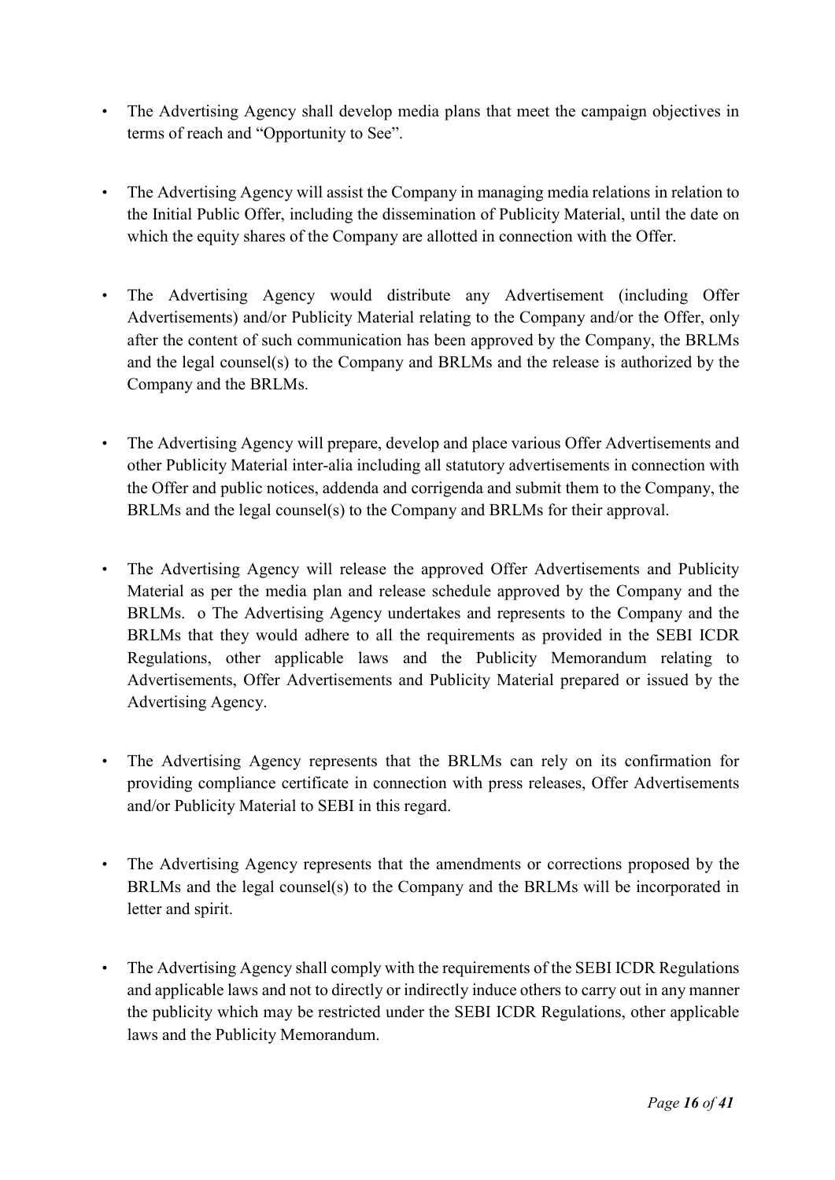- The Advertising Agency shall develop media plans that meet the campaign objectives in terms of reach and "Opportunity to See".

- The Advertising Agency will assist the Company in managing media relations in relation to the Initial Public Offer, including the dissemination of Publicity Material, until the date on which the equity shares of the Company are allotted in connection with the Offer.

- The Advertising Agency would distribute any Advertisement (including Offer Advertisements) and/or Publicity Material relating to the Company and/or the Offer, only after the content of such communication has been approved by the Company, the BRLMs and the legal counsel(s) to the Company and BRLMs and the release is authorized by the Company and the BRLMs.

- The Advertising Agency will prepare, develop and place various Offer Advertisements and other Publicity Material inter-alia including all statutory advertisements in connection with the Offer and public notices, addenda and corrigenda and submit them to the Company, the BRLMs and the legal counsel(s) to the Company and BRLMs for their approval.

- The Advertising Agency will release the approved Offer Advertisements and Publicity Material as per the media plan and release schedule approved by the Company and the BRLMs. o The Advertising Agency undertakes and represents to the Company and the BRLMs that they would adhere to all the requirements as provided in the SEBI ICDR Regulations, other applicable laws and the Publicity Memorandum relating to Advertisements, Offer Advertisements and Publicity Material prepared or issued by the Advertising Agency.

- The Advertising Agency represents that the BRLMs can rely on its confirmation for providing compliance certificate in connection with press releases, Offer Advertisements and/or Publicity Material to SEBI in this regard.

- The Advertising Agency represents that the amendments or corrections proposed by the BRLMs and the legal counsel(s) to the Company and the BRLMs will be incorporated in letter and spirit.

- The Advertising Agency shall comply with the requirements of the SEBI ICDR Regulations and applicable laws and not to directly or indirectly induce others to carry out in any manner the publicity which may be restricted under the SEBI ICDR Regulations, other applicable laws and the Publicity Memorandum.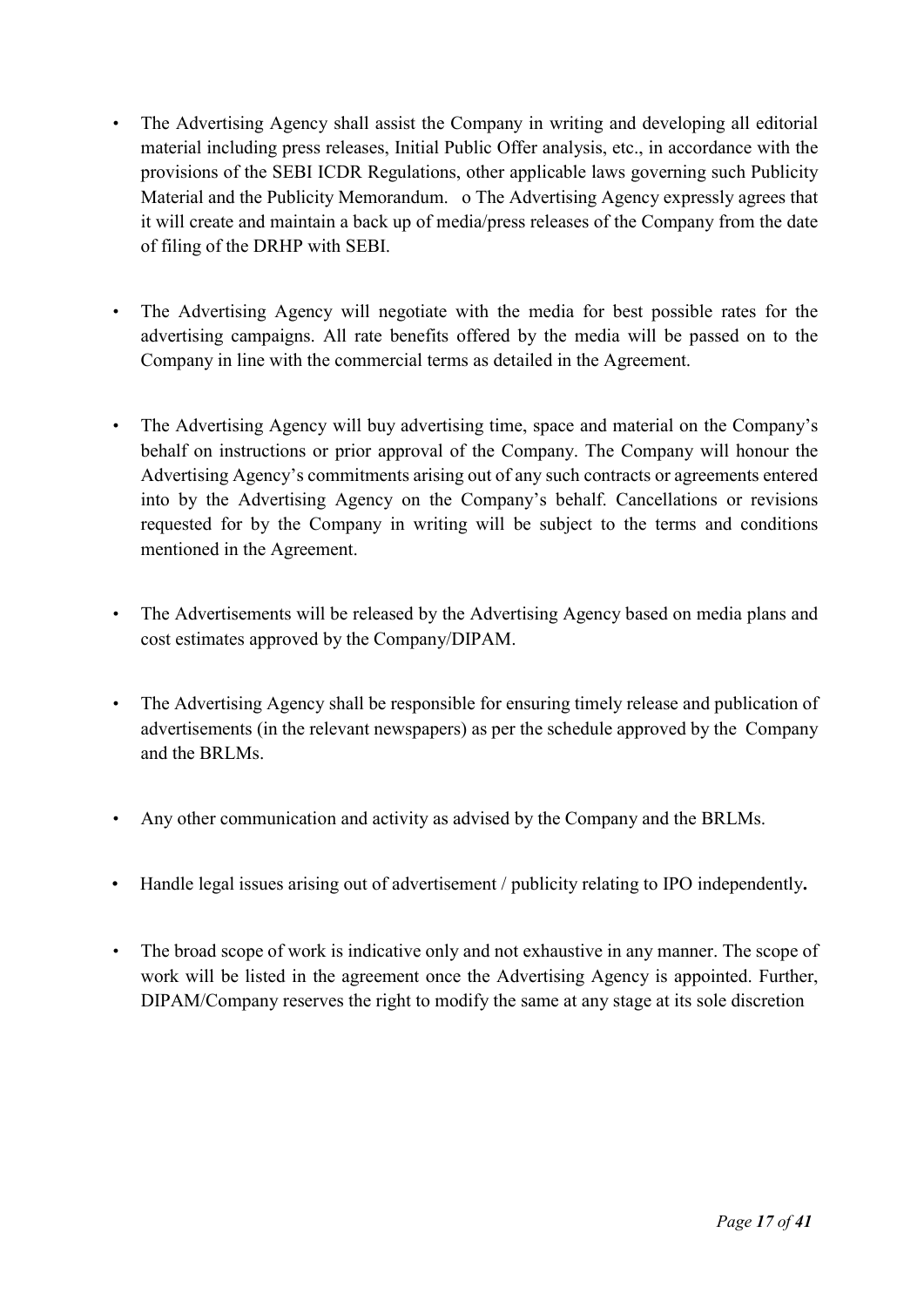- The Advertising Agency shall assist the Company in writing and developing all editorial material including press releases, Initial Public Offer analysis, etc., in accordance with the provisions of the SEBI ICDR Regulations, other applicable laws governing such Publicity Material and the Publicity Memorandum.  o The Advertising Agency expressly agrees that it will create and maintain a back up of media/press releases of the Company from the date of filing of the DRHP with SEBI.

- The Advertising Agency will negotiate with the media for best possible rates for the advertising campaigns. All rate benefits offered by the media will be passed on to the Company in line with the commercial terms as detailed in the Agreement.

- The Advertising Agency will buy advertising time, space and material on the Company's behalf on instructions or prior approval of the Company. The Company will honour the Advertising Agency's commitments arising out of any such contracts or agreements entered into by the Advertising Agency on the Company's behalf. Cancellations or revisions requested for by the Company in writing will be subject to the terms and conditions mentioned in the Agreement.

- The Advertisements will be released by the Advertising Agency based on media plans and cost estimates approved by the Company/DIPAM.

- The Advertising Agency shall be responsible for ensuring timely release and publication of advertisements (in the relevant newspapers) as per the schedule approved by the Company and the BRLMs.

- Any other communication and activity as advised by the Company and the BRLMs.

- Handle legal issues arising out of advertisement / publicity relating to IPO independently**.**

- The broad scope of work is indicative only and not exhaustive in any manner. The scope of work will be listed in the agreement once the Advertising Agency is appointed. Further, DIPAM/Company reserves the right to modify the same at any stage at its sole discretion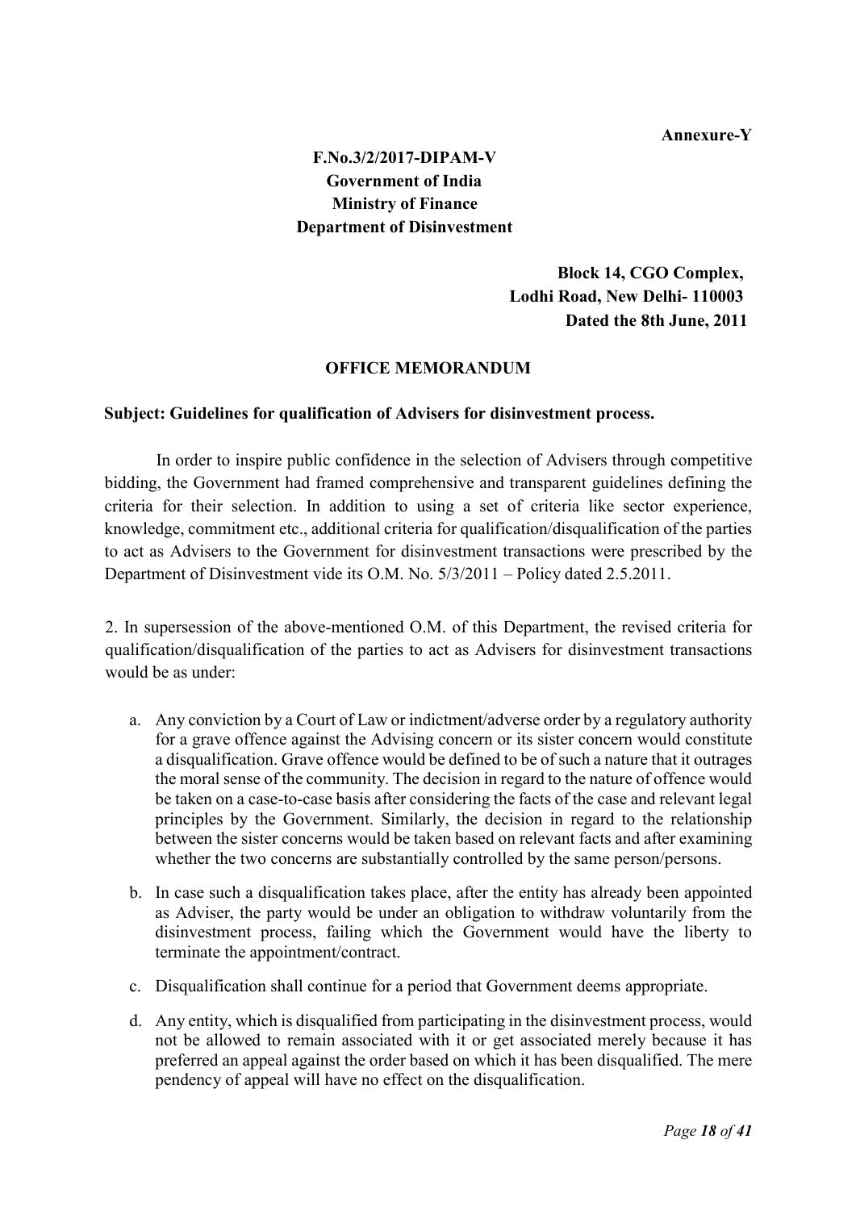**Annexure-Y**

**F.No.3/2/2017-DIPAM-V**
**Government of India**
**Ministry of Finance**
**Department of Disinvestment**

**Block 14, CGO Complex,**
**Lodhi Road, New Delhi- 110003**
**Dated the 8th June, 2011**

**OFFICE MEMORANDUM**

**Subject: Guidelines for qualification of Advisers for disinvestment process.**

In order to inspire public confidence in the selection of Advisers through competitive bidding, the Government had framed comprehensive and transparent guidelines defining the criteria for their selection. In addition to using a set of criteria like sector experience, knowledge, commitment etc., additional criteria for qualification/disqualification of the parties to act as Advisers to the Government for disinvestment transactions were prescribed by the Department of Disinvestment vide its O.M. No. 5/3/2011 – Policy dated 2.5.2011.

2. In supersession of the above-mentioned O.M. of this Department, the revised criteria for qualification/disqualification of the parties to act as Advisers for disinvestment transactions would be as under:

a. Any conviction by a Court of Law or indictment/adverse order by a regulatory authority for a grave offence against the Advising concern or its sister concern would constitute a disqualification. Grave offence would be defined to be of such a nature that it outrages the moral sense of the community. The decision in regard to the nature of offence would be taken on a case-to-case basis after considering the facts of the case and relevant legal principles by the Government. Similarly, the decision in regard to the relationship between the sister concerns would be taken based on relevant facts and after examining whether the two concerns are substantially controlled by the same person/persons.

b. In case such a disqualification takes place, after the entity has already been appointed as Adviser, the party would be under an obligation to withdraw voluntarily from the disinvestment process, failing which the Government would have the liberty to terminate the appointment/contract.

c. Disqualification shall continue for a period that Government deems appropriate.

d. Any entity, which is disqualified from participating in the disinvestment process, would not be allowed to remain associated with it or get associated merely because it has preferred an appeal against the order based on which it has been disqualified. The mere pendency of appeal will have no effect on the disqualification.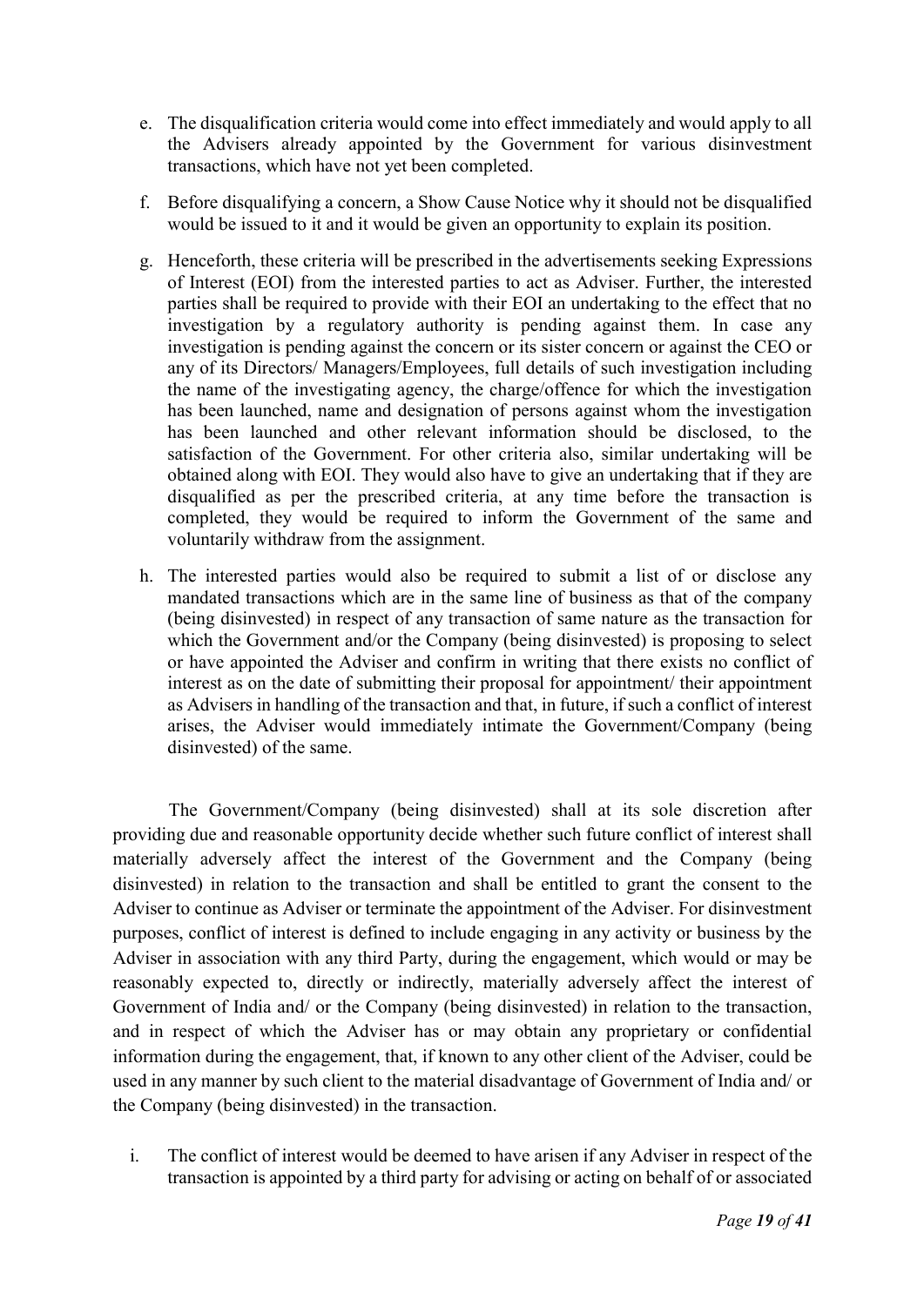e. The disqualification criteria would come into effect immediately and would apply to all the Advisers already appointed by the Government for various disinvestment transactions, which have not yet been completed.

f. Before disqualifying a concern, a Show Cause Notice why it should not be disqualified would be issued to it and it would be given an opportunity to explain its position.

g. Henceforth, these criteria will be prescribed in the advertisements seeking Expressions of Interest (EOI) from the interested parties to act as Adviser. Further, the interested parties shall be required to provide with their EOI an undertaking to the effect that no investigation by a regulatory authority is pending against them. In case any investigation is pending against the concern or its sister concern or against the CEO or any of its Directors/ Managers/Employees, full details of such investigation including the name of the investigating agency, the charge/offence for which the investigation has been launched, name and designation of persons against whom the investigation has been launched and other relevant information should be disclosed, to the satisfaction of the Government. For other criteria also, similar undertaking will be obtained along with EOI. They would also have to give an undertaking that if they are disqualified as per the prescribed criteria, at any time before the transaction is completed, they would be required to inform the Government of the same and voluntarily withdraw from the assignment.

h. The interested parties would also be required to submit a list of or disclose any mandated transactions which are in the same line of business as that of the company (being disinvested) in respect of any transaction of same nature as the transaction for which the Government and/or the Company (being disinvested) is proposing to select or have appointed the Adviser and confirm in writing that there exists no conflict of interest as on the date of submitting their proposal for appointment/ their appointment as Advisers in handling of the transaction and that, in future, if such a conflict of interest arises, the Adviser would immediately intimate the Government/Company (being disinvested) of the same.

The Government/Company (being disinvested) shall at its sole discretion after providing due and reasonable opportunity decide whether such future conflict of interest shall materially adversely affect the interest of the Government and the Company (being disinvested) in relation to the transaction and shall be entitled to grant the consent to the Adviser to continue as Adviser or terminate the appointment of the Adviser. For disinvestment purposes, conflict of interest is defined to include engaging in any activity or business by the Adviser in association with any third Party, during the engagement, which would or may be reasonably expected to, directly or indirectly, materially adversely affect the interest of Government of India and/ or the Company (being disinvested) in relation to the transaction, and in respect of which the Adviser has or may obtain any proprietary or confidential information during the engagement, that, if known to any other client of the Adviser, could be used in any manner by such client to the material disadvantage of Government of India and/ or the Company (being disinvested) in the transaction.

i. The conflict of interest would be deemed to have arisen if any Adviser in respect of the transaction is appointed by a third party for advising or acting on behalf of or associated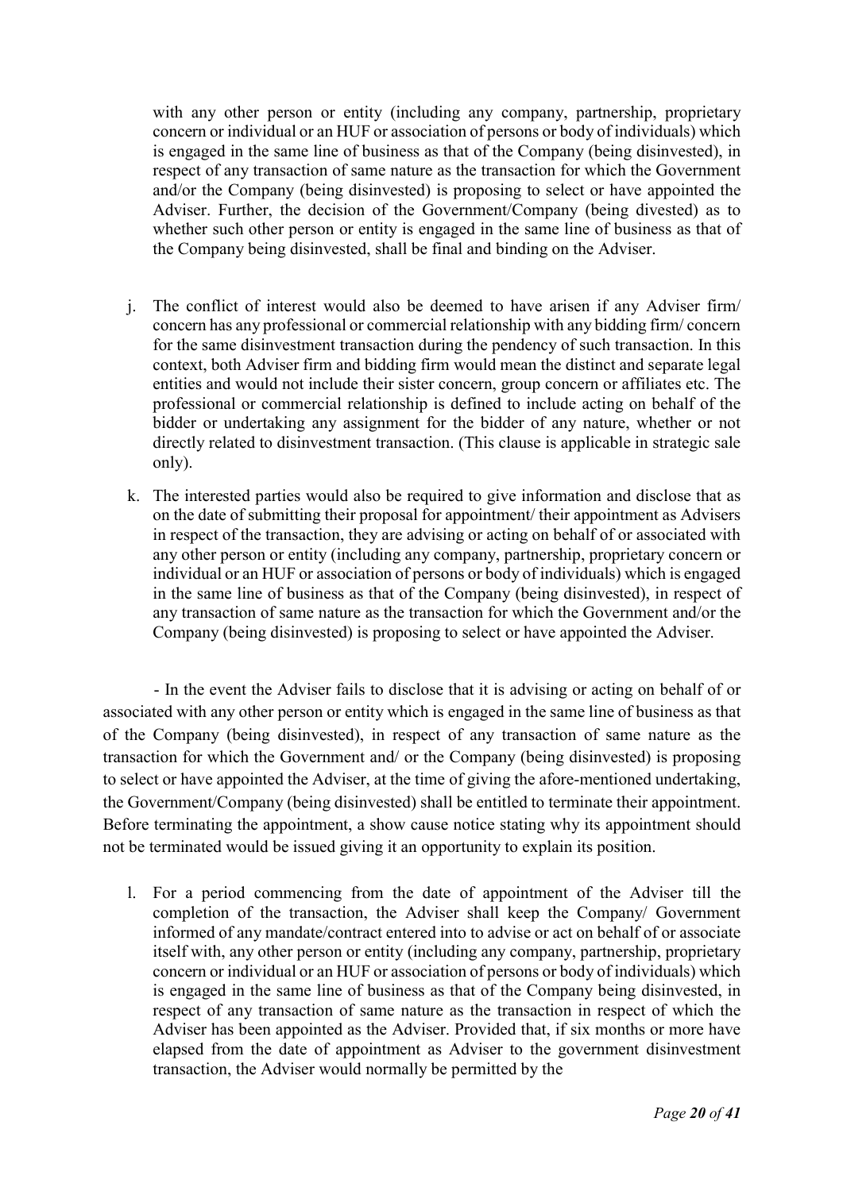with any other person or entity (including any company, partnership, proprietary concern or individual or an HUF or association of persons or body of individuals) which is engaged in the same line of business as that of the Company (being disinvested), in respect of any transaction of same nature as the transaction for which the Government and/or the Company (being disinvested) is proposing to select or have appointed the Adviser. Further, the decision of the Government/Company (being divested) as to whether such other person or entity is engaged in the same line of business as that of the Company being disinvested, shall be final and binding on the Adviser.

j. The conflict of interest would also be deemed to have arisen if any Adviser firm/ concern has any professional or commercial relationship with any bidding firm/ concern for the same disinvestment transaction during the pendency of such transaction. In this context, both Adviser firm and bidding firm would mean the distinct and separate legal entities and would not include their sister concern, group concern or affiliates etc. The professional or commercial relationship is defined to include acting on behalf of the bidder or undertaking any assignment for the bidder of any nature, whether or not directly related to disinvestment transaction. (This clause is applicable in strategic sale only).

k. The interested parties would also be required to give information and disclose that as on the date of submitting their proposal for appointment/ their appointment as Advisers in respect of the transaction, they are advising or acting on behalf of or associated with any other person or entity (including any company, partnership, proprietary concern or individual or an HUF or association of persons or body of individuals) which is engaged in the same line of business as that of the Company (being disinvested), in respect of any transaction of same nature as the transaction for which the Government and/or the Company (being disinvested) is proposing to select or have appointed the Adviser.

- In the event the Adviser fails to disclose that it is advising or acting on behalf of or associated with any other person or entity which is engaged in the same line of business as that of the Company (being disinvested), in respect of any transaction of same nature as the transaction for which the Government and/ or the Company (being disinvested) is proposing to select or have appointed the Adviser, at the time of giving the afore-mentioned undertaking, the Government/Company (being disinvested) shall be entitled to terminate their appointment. Before terminating the appointment, a show cause notice stating why its appointment should not be terminated would be issued giving it an opportunity to explain its position.

l. For a period commencing from the date of appointment of the Adviser till the completion of the transaction, the Adviser shall keep the Company/ Government informed of any mandate/contract entered into to advise or act on behalf of or associate itself with, any other person or entity (including any company, partnership, proprietary concern or individual or an HUF or association of persons or body of individuals) which is engaged in the same line of business as that of the Company being disinvested, in respect of any transaction of same nature as the transaction in respect of which the Adviser has been appointed as the Adviser. Provided that, if six months or more have elapsed from the date of appointment as Adviser to the government disinvestment transaction, the Adviser would normally be permitted by the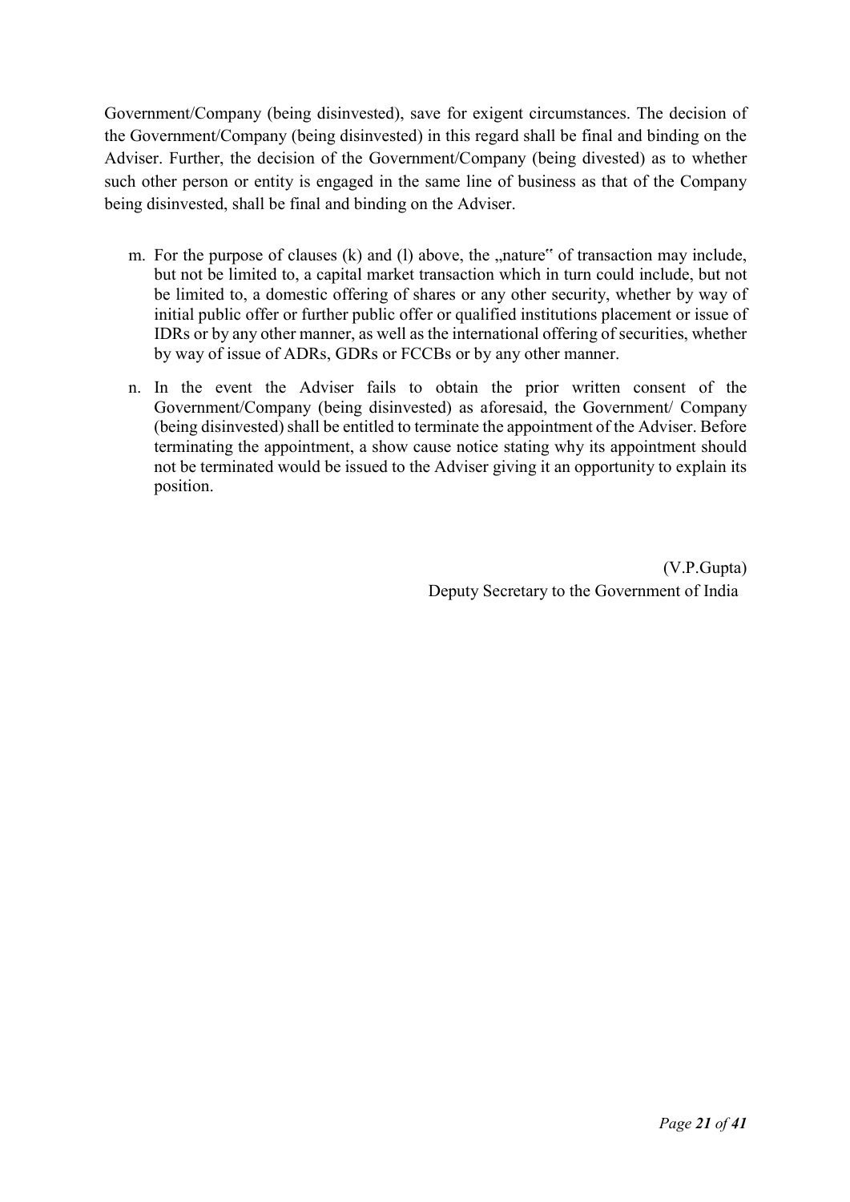Government/Company (being disinvested), save for exigent circumstances. The decision of the Government/Company (being disinvested) in this regard shall be final and binding on the Adviser. Further, the decision of the Government/Company (being divested) as to whether such other person or entity is engaged in the same line of business as that of the Company being disinvested, shall be final and binding on the Adviser.

m. For the purpose of clauses (k) and (l) above, the „nature" of transaction may include, but not be limited to, a capital market transaction which in turn could include, but not be limited to, a domestic offering of shares or any other security, whether by way of initial public offer or further public offer or qualified institutions placement or issue of IDRs or by any other manner, as well as the international offering of securities, whether by way of issue of ADRs, GDRs or FCCBs or by any other manner.

n. In the event the Adviser fails to obtain the prior written consent of the Government/Company (being disinvested) as aforesaid, the Government/ Company (being disinvested) shall be entitled to terminate the appointment of the Adviser. Before terminating the appointment, a show cause notice stating why its appointment should not be terminated would be issued to the Adviser giving it an opportunity to explain its position.

(V.P.Gupta)
Deputy Secretary to the Government of India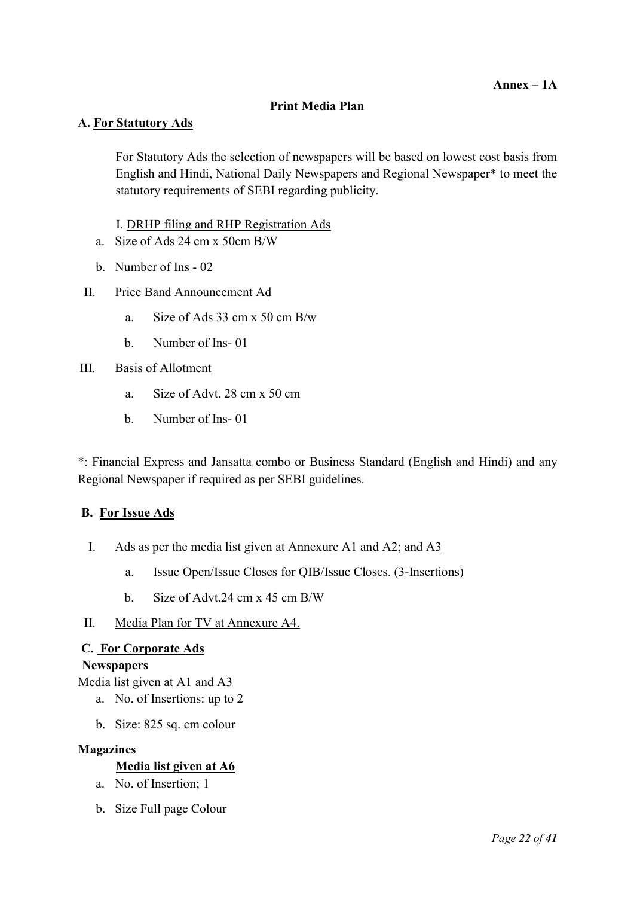**Annex – 1A**

## Print Media Plan

### A. For Statutory Ads

For Statutory Ads the selection of newspapers will be based on lowest cost basis from English and Hindi, National Daily Newspapers and Regional Newspaper* to meet the statutory requirements of SEBI regarding publicity.

I. DRHP filing and RHP Registration Ads

a. Size of Ads 24 cm x 50cm B/W

b. Number of Ins - 02

II. Price Band Announcement Ad

a. Size of Ads 33 cm x 50 cm B/w

b. Number of Ins- 01

III. Basis of Allotment

a. Size of Advt. 28 cm x 50 cm

b. Number of Ins- 01

*: Financial Express and Jansatta combo or Business Standard (English and Hindi) and any Regional Newspaper if required as per SEBI guidelines.

### B. For Issue Ads

I. Ads as per the media list given at Annexure A1 and A2; and A3

a. Issue Open/Issue Closes for QIB/Issue Closes. (3-Insertions)

b. Size of Advt.24 cm x 45 cm B/W

II. Media Plan for TV at Annexure A4.

### C. For Corporate Ads

**Newspapers**

Media list given at A1 and A3

a. No. of Insertions: up to 2

b. Size: 825 sq. cm colour

**Magazines**

**Media list given at A6**

a. No. of Insertion; 1

b. Size Full page Colour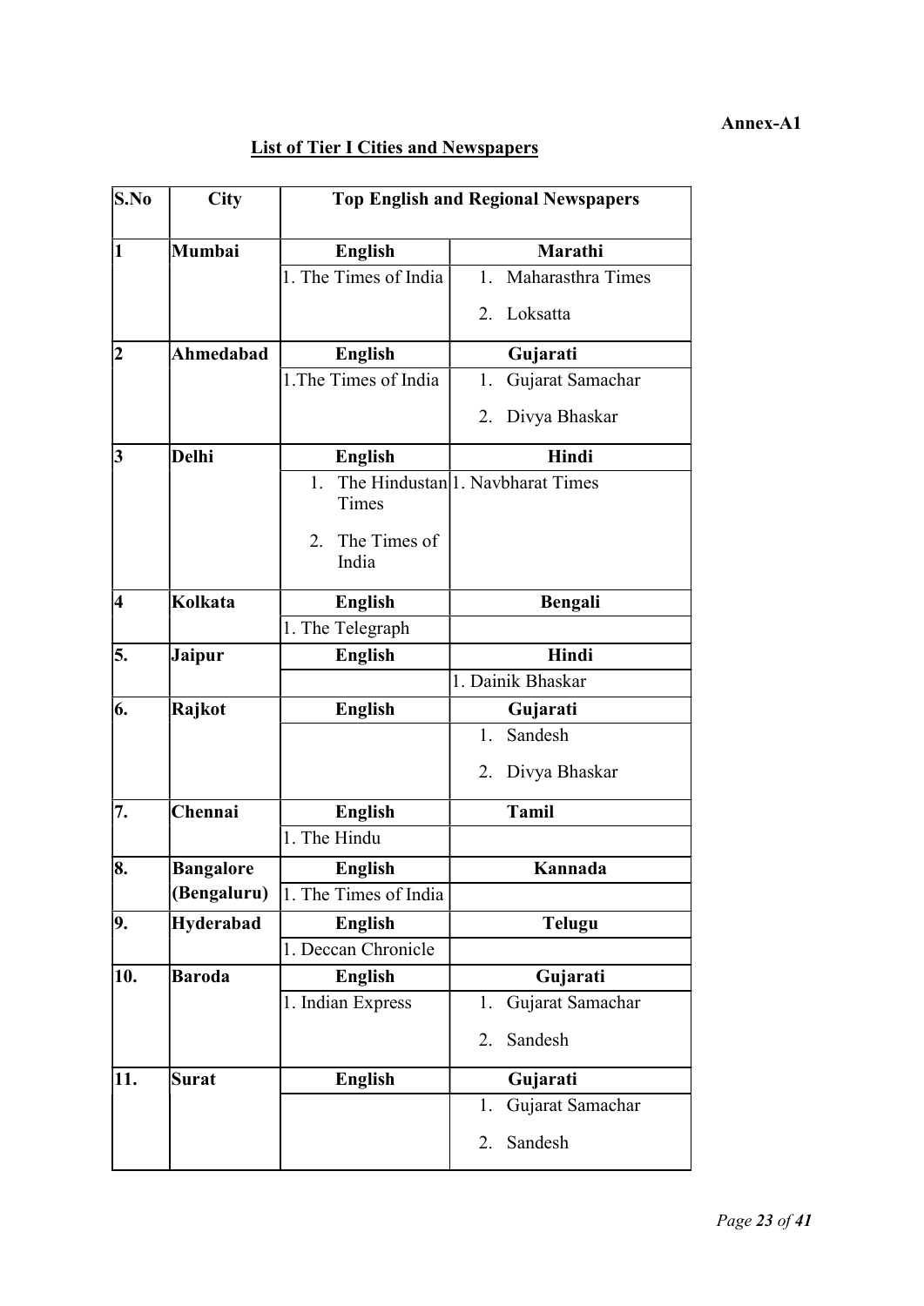**Annex-A1**

## List of Tier I Cities and Newspapers

| S.No | City | Top English and Regional Newspapers | |
|---|---|---|---|
| 1 | **Mumbai** | **English** | **Marathi** |
| | | 1. The Times of India | 1. Maharasthra Times<br>2. Loksatta |
| 2 | **Ahmedabad** | **English** | **Gujarati** |
| | | 1.The Times of India | 1. Gujarat Samachar<br>2. Divya Bhaskar |
| 3 | **Delhi** | **English** | **Hindi** |
| | | 1. The Hindustan Times<br>2. The Times of India | 1. Navbharat Times |
| 4 | **Kolkata** | **English** | **Bengali** |
| | | 1. The Telegraph | |
| 5. | **Jaipur** | **English** | **Hindi** |
| | | | 1. Dainik Bhaskar |
| 6. | **Rajkot** | **English** | **Gujarati** |
| | | | 1. Sandesh<br>2. Divya Bhaskar |
| 7. | **Chennai** | **English** | **Tamil** |
| | | 1. The Hindu | |
| 8. | **Bangalore (Bengaluru)** | **English** | **Kannada** |
| | | 1. The Times of India | |
| 9. | **Hyderabad** | **English** | **Telugu** |
| | | 1. Deccan Chronicle | |
| 10. | **Baroda** | **English** | **Gujarati** |
| | | 1. Indian Express | 1. Gujarat Samachar<br>2. Sandesh |
| 11. | **Surat** | **English** | **Gujarati** |
| | | | 1. Gujarat Samachar<br>2. Sandesh |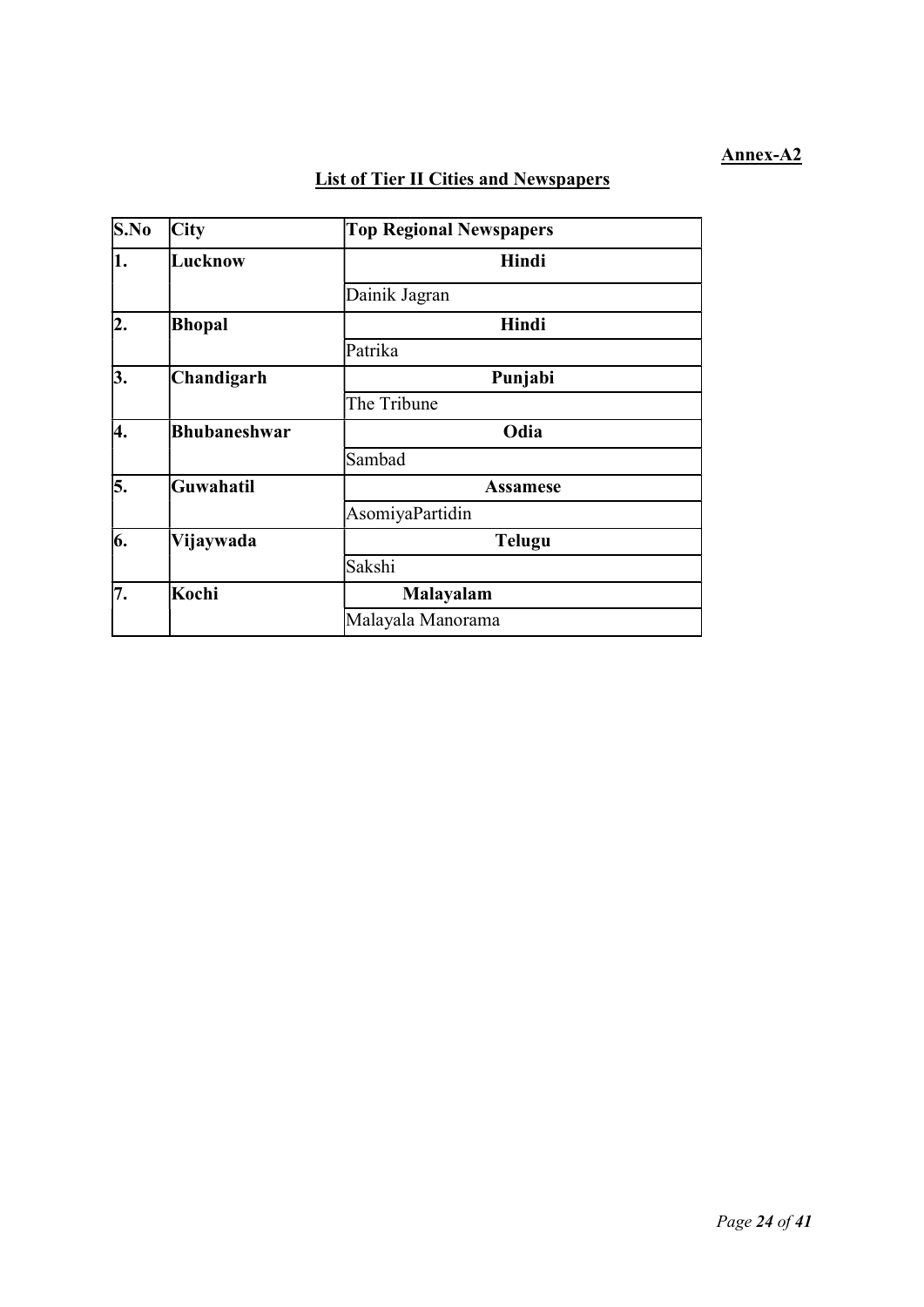**Annex-A2**

## List of Tier II Cities and Newspapers

| S.No | City | Top Regional Newspapers |
|---|---|---|
| 1. | Lucknow | **Hindi** |
| | | Dainik Jagran |
| 2. | Bhopal | **Hindi** |
| | | Patrika |
| 3. | Chandigarh | **Punjabi** |
| | | The Tribune |
| 4. | Bhubaneshwar | **Odia** |
| | | Sambad |
| 5. | Guwahatil | **Assamese** |
| | | AsomiyaPartidin |
| 6. | Vijaywada | **Telugu** |
| | | Sakshi |
| 7. | Kochi | **Malayalam** |
| | | Malayala Manorama |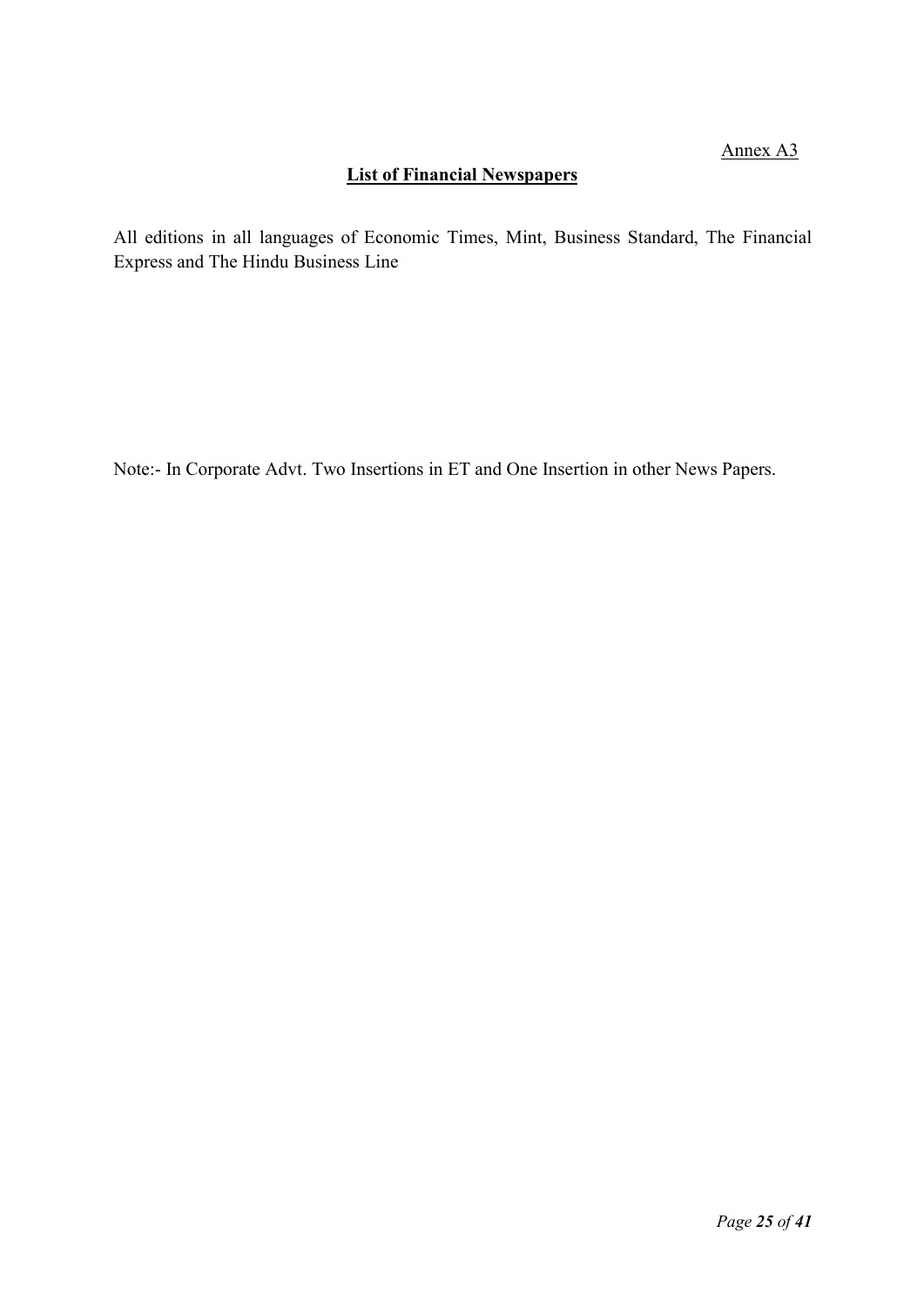Annex A3

## List of Financial Newspapers

All editions in all languages of Economic Times, Mint, Business Standard, The Financial Express and The Hindu Business Line

Note:- In Corporate Advt. Two Insertions in ET and One Insertion in other News Papers.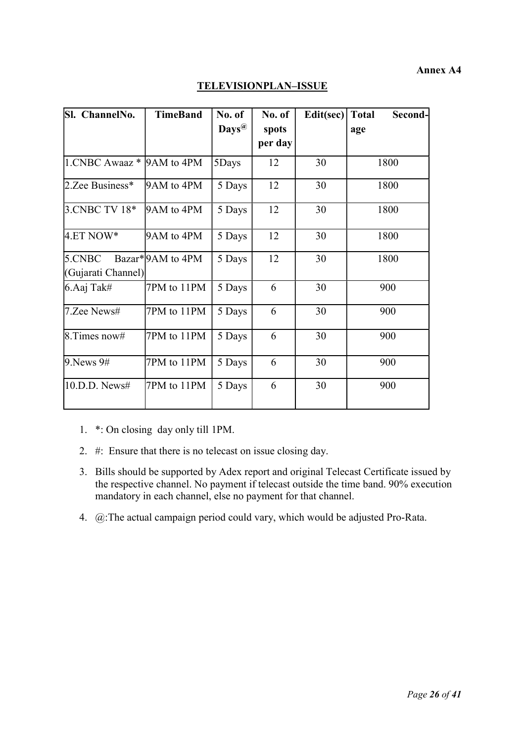**Annex A4**

## TELEVISIONPLAN–ISSUE

| Sl. ChannelNo. | TimeBand | No. of Days@ | No. of spots per day | Edit(sec) | Total Second-age |
|---|---|---|---|---|---|
| 1.CNBC Awaaz * | 9AM to 4PM | 5Days | 12 | 30 | 1800 |
| 2.Zee Business* | 9AM to 4PM | 5 Days | 12 | 30 | 1800 |
| 3.CNBC TV 18* | 9AM to 4PM | 5 Days | 12 | 30 | 1800 |
| 4.ET NOW* | 9AM to 4PM | 5 Days | 12 | 30 | 1800 |
| 5.CNBC Bazar* (Gujarati Channel) | 9AM to 4PM | 5 Days | 12 | 30 | 1800 |
| 6.Aaj Tak# | 7PM to 11PM | 5 Days | 6 | 30 | 900 |
| 7.Zee News# | 7PM to 11PM | 5 Days | 6 | 30 | 900 |
| 8.Times now# | 7PM to 11PM | 5 Days | 6 | 30 | 900 |
| 9.News 9# | 7PM to 11PM | 5 Days | 6 | 30 | 900 |
| 10.D.D. News# | 7PM to 11PM | 5 Days | 6 | 30 | 900 |

1. *: On closing day only till 1PM.
2. #: Ensure that there is no telecast on issue closing day.
3. Bills should be supported by Adex report and original Telecast Certificate issued by the respective channel. No payment if telecast outside the time band. 90% execution mandatory in each channel, else no payment for that channel.
4. @:The actual campaign period could vary, which would be adjusted Pro-Rata.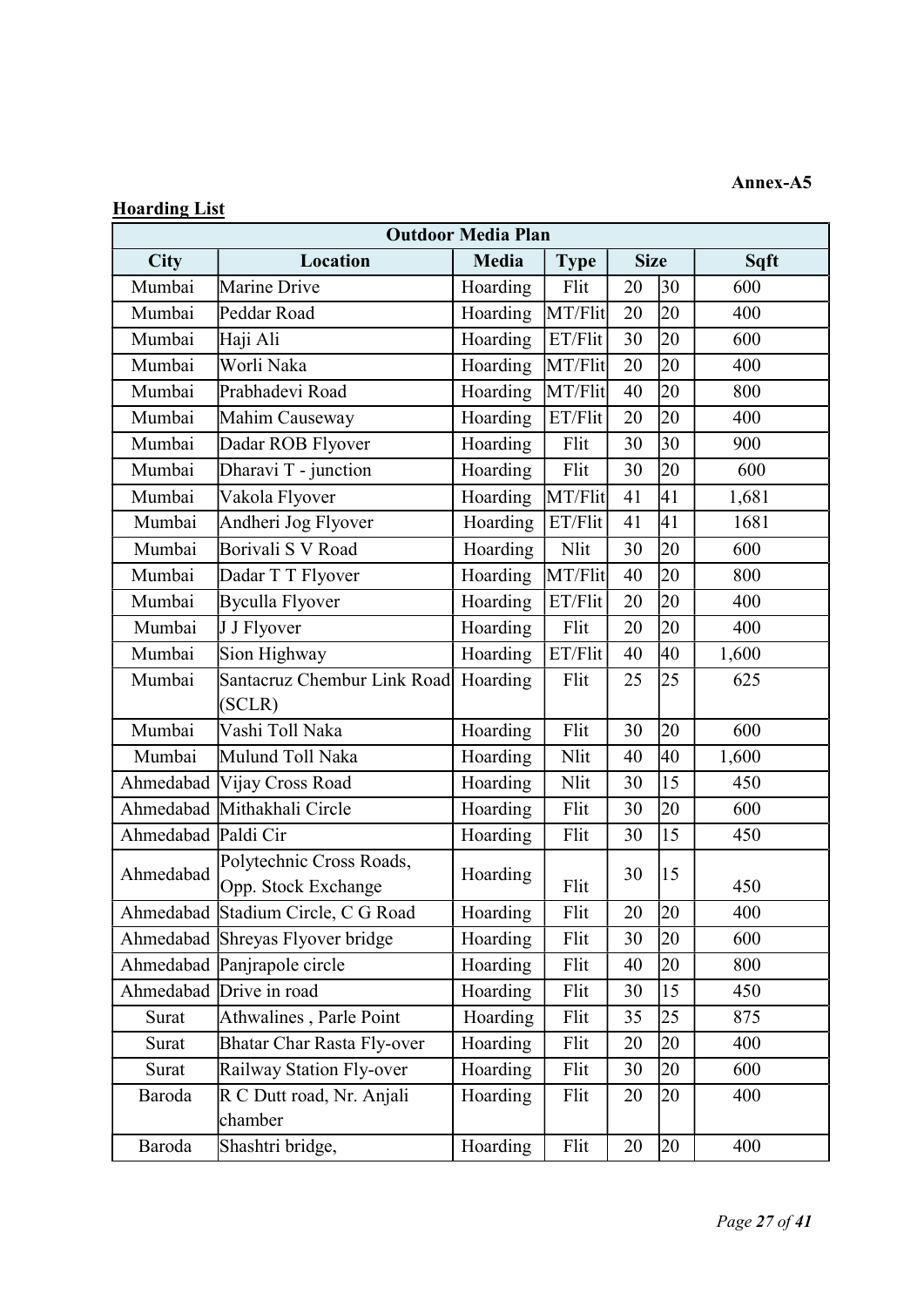**Annex-A5**

**Hoarding List**

| Outdoor Media Plan | | | | | | |
|---|---|---|---|---|---|---|
| **City** | **Location** | **Media** | **Type** | **Size** | | **Sqft** |
| Mumbai | Marine Drive | Hoarding | Flit | 20 | 30 | 600 |
| Mumbai | Peddar Road | Hoarding | MT/Flit | 20 | 20 | 400 |
| Mumbai | Haji Ali | Hoarding | ET/Flit | 30 | 20 | 600 |
| Mumbai | Worli Naka | Hoarding | MT/Flit | 20 | 20 | 400 |
| Mumbai | Prabhadevi Road | Hoarding | MT/Flit | 40 | 20 | 800 |
| Mumbai | Mahim Causeway | Hoarding | ET/Flit | 20 | 20 | 400 |
| Mumbai | Dadar ROB Flyover | Hoarding | Flit | 30 | 30 | 900 |
| Mumbai | Dharavi T - junction | Hoarding | Flit | 30 | 20 | 600 |
| Mumbai | Vakola Flyover | Hoarding | MT/Flit | 41 | 41 | 1,681 |
| Mumbai | Andheri Jog Flyover | Hoarding | ET/Flit | 41 | 41 | 1681 |
| Mumbai | Borivali S V Road | Hoarding | Nlit | 30 | 20 | 600 |
| Mumbai | Dadar T T Flyover | Hoarding | MT/Flit | 40 | 20 | 800 |
| Mumbai | Byculla Flyover | Hoarding | ET/Flit | 20 | 20 | 400 |
| Mumbai | J J Flyover | Hoarding | Flit | 20 | 20 | 400 |
| Mumbai | Sion Highway | Hoarding | ET/Flit | 40 | 40 | 1,600 |
| Mumbai | Santacruz Chembur Link Road (SCLR) | Hoarding | Flit | 25 | 25 | 625 |
| Mumbai | Vashi Toll Naka | Hoarding | Flit | 30 | 20 | 600 |
| Mumbai | Mulund Toll Naka | Hoarding | Nlit | 40 | 40 | 1,600 |
| Ahmedabad | Vijay Cross Road | Hoarding | Nlit | 30 | 15 | 450 |
| Ahmedabad | Mithakhali Circle | Hoarding | Flit | 30 | 20 | 600 |
| Ahmedabad | Paldi Cir | Hoarding | Flit | 30 | 15 | 450 |
| Ahmedabad | Polytechnic Cross Roads, Opp. Stock Exchange | Hoarding | Flit | 30 | 15 | 450 |
| Ahmedabad | Stadium Circle, C G Road | Hoarding | Flit | 20 | 20 | 400 |
| Ahmedabad | Shreyas Flyover bridge | Hoarding | Flit | 30 | 20 | 600 |
| Ahmedabad | Panjrapole circle | Hoarding | Flit | 40 | 20 | 800 |
| Ahmedabad | Drive in road | Hoarding | Flit | 30 | 15 | 450 |
| Surat | Athwalines , Parle Point | Hoarding | Flit | 35 | 25 | 875 |
| Surat | Bhatar Char Rasta Fly-over | Hoarding | Flit | 20 | 20 | 400 |
| Surat | Railway Station Fly-over | Hoarding | Flit | 30 | 20 | 600 |
| Baroda | R C Dutt road, Nr. Anjali chamber | Hoarding | Flit | 20 | 20 | 400 |
| Baroda | Shashtri bridge, | Hoarding | Flit | 20 | 20 | 400 |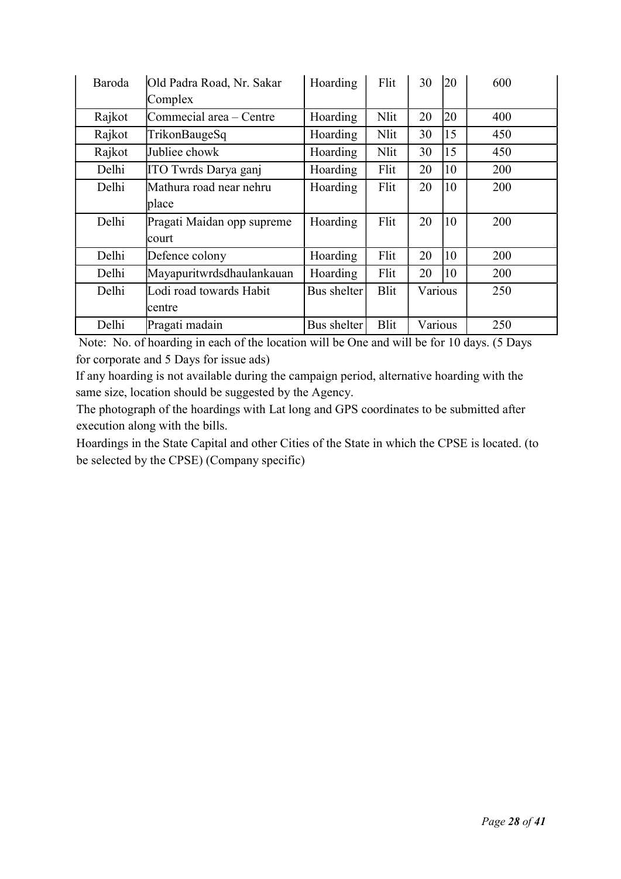| Baroda | Old Padra Road, Nr. Sakar Complex | Hoarding | Flit | 30 | 20 | 600 |
|---|---|---|---|---|---|---|
| Rajkot | Commecial area – Centre | Hoarding | Nlit | 20 | 20 | 400 |
| Rajkot | TrikonBaugeSq | Hoarding | Nlit | 30 | 15 | 450 |
| Rajkot | Jubliee chowk | Hoarding | Nlit | 30 | 15 | 450 |
| Delhi | ITO Twrds Darya ganj | Hoarding | Flit | 20 | 10 | 200 |
| Delhi | Mathura road near nehru place | Hoarding | Flit | 20 | 10 | 200 |
| Delhi | Pragati Maidan opp supreme court | Hoarding | Flit | 20 | 10 | 200 |
| Delhi | Defence colony | Hoarding | Flit | 20 | 10 | 200 |
| Delhi | Mayapuritwrdsdhaulankauan | Hoarding | Flit | 20 | 10 | 200 |
| Delhi | Lodi road towards Habit centre | Bus shelter | Blit | Various | | 250 |
| Delhi | Pragati madain | Bus shelter | Blit | Various | | 250 |

Note: No. of hoarding in each of the location will be One and will be for 10 days. (5 Days for corporate and 5 Days for issue ads)

If any hoarding is not available during the campaign period, alternative hoarding with the same size, location should be suggested by the Agency.

The photograph of the hoardings with Lat long and GPS coordinates to be submitted after execution along with the bills.

Hoardings in the State Capital and other Cities of the State in which the CPSE is located. (to be selected by the CPSE) (Company specific)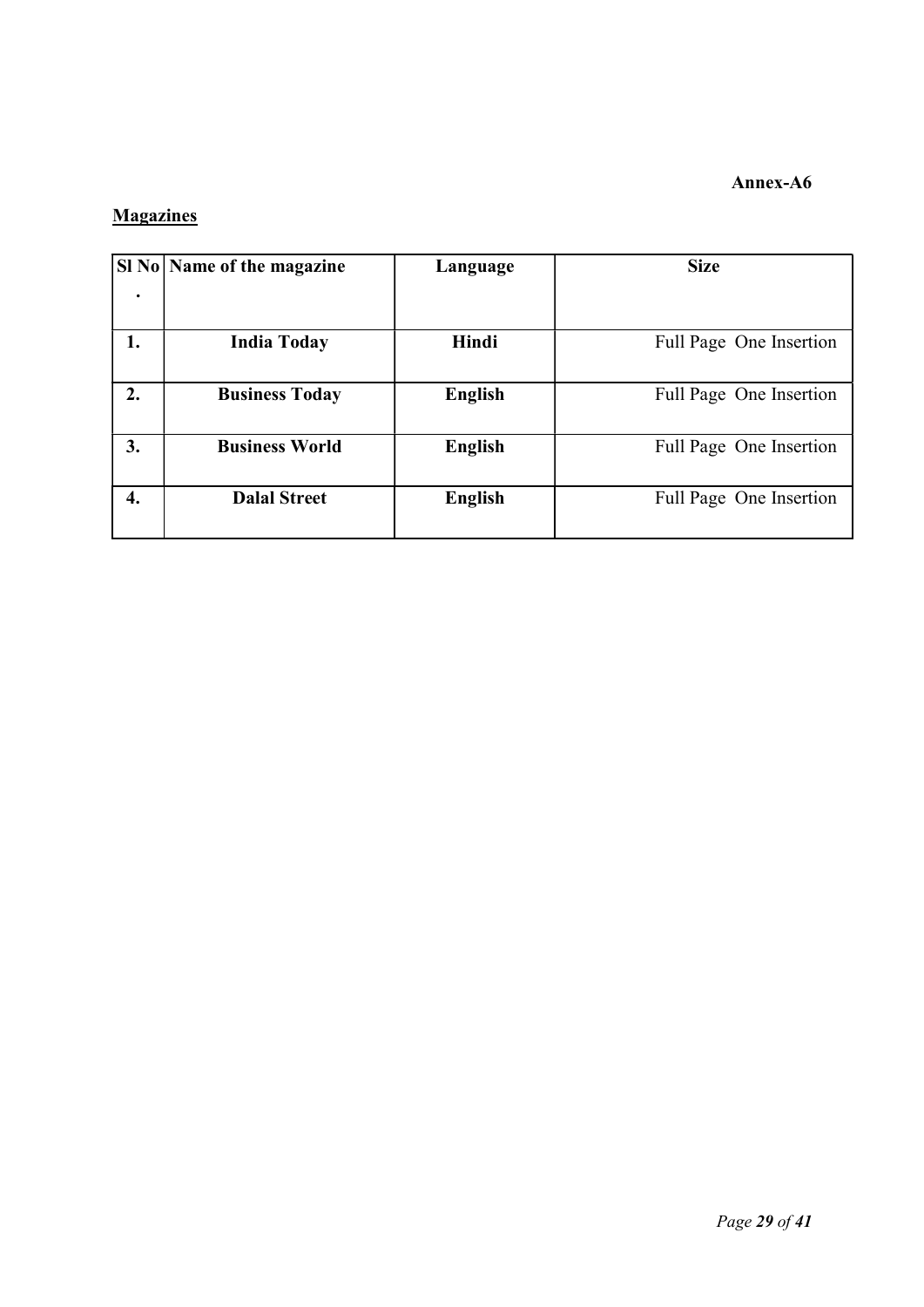**Annex-A6**

**<u>Magazines</u>**

| Sl No. | Name of the magazine | Language | Size |
|---|---|---|---|
| **1.** | **India Today** | **Hindi** | Full Page One Insertion |
| **2.** | **Business Today** | **English** | Full Page One Insertion |
| **3.** | **Business World** | **English** | Full Page One Insertion |
| **4.** | **Dalal Street** | **English** | Full Page One Insertion |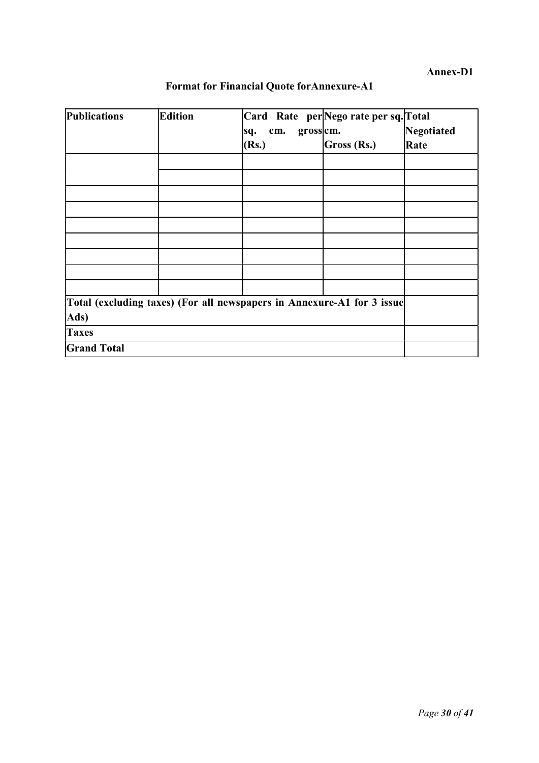**Annex-D1**

## Format for Financial Quote forAnnexure-A1

| Publications | Edition | Card Rate per sq. cm. gross (Rs.) | Nego rate per sq. cm. Gross (Rs.) | Total Negotiated Rate |
|---|---|---|---|---|
| | | | | |
| | | | | |
| | | | | |
| | | | | |
| | | | | |
| | | | | |
| | | | | |
| | | | | |
| | | | | |
| **Total (excluding taxes) (For all newspapers in Annexure-A1 for 3 issue Ads)** | | | | |
| **Taxes** | | | | |
| **Grand Total** | | | | |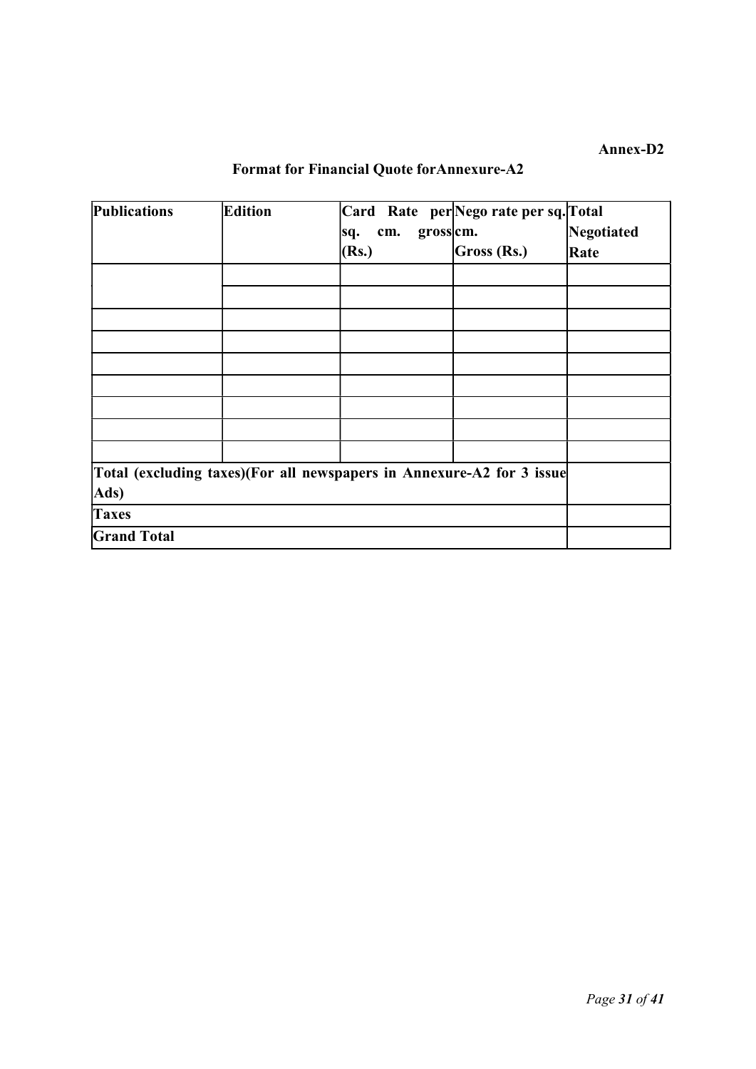**Annex-D2**

## Format for Financial Quote forAnnexure-A2

| Publications | Edition | Card Rate per sq. cm. gross (Rs.) | Nego rate per sq. cm. Gross (Rs.) | Total Negotiated Rate |
|---|---|---|---|---|
| | | | | |
| | | | | |
| | | | | |
| | | | | |
| | | | | |
| | | | | |
| | | | | |
| | | | | |
| | | | | |
| **Total (excluding taxes)(For all newspapers in Annexure-A2 for 3 issue Ads)** | | | | |
| **Taxes** | | | | |
| **Grand Total** | | | | |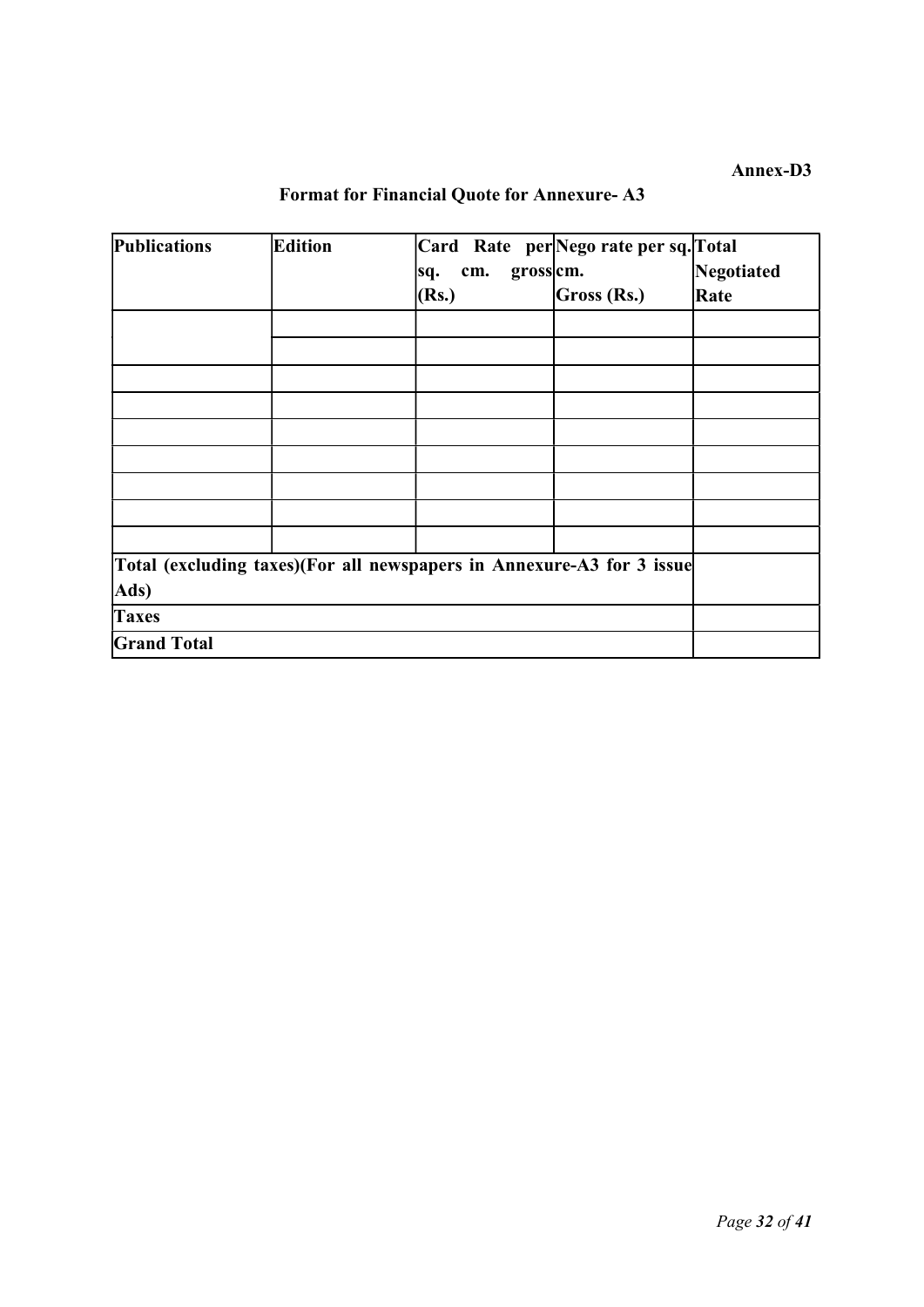**Annex-D3**

## Format for Financial Quote for Annexure- A3

| Publications | Edition | Card Rate per sq. cm. gross (Rs.) | Nego rate per sq. cm. Gross (Rs.) | Total Negotiated Rate |
|---|---|---|---|---|
| | | | | |
| | | | | |
| | | | | |
| | | | | |
| | | | | |
| | | | | |
| | | | | |
| | | | | |
| | | | | |
| **Total (excluding taxes)(For all newspapers in Annexure-A3 for 3 issue Ads)** | | | | |
| **Taxes** | | | | |
| **Grand Total** | | | | |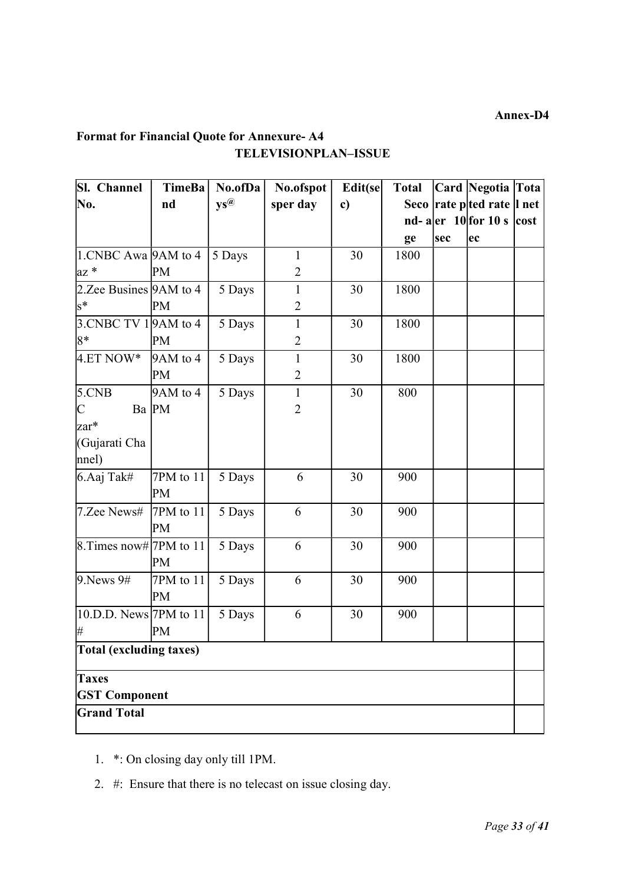**Annex-D4**

## Format for Financial Quote for Annexure- A4

### TELEVISIONPLAN–ISSUE

| Sl. No. | Channel | TimeBand | No.ofDays@ | No.ofspotsper day | Edit(sec) | Total Second-age | Card rate per 10 sec | Negotiated rate for 10 sec | Total net cost |
|---|---|---|---|---|---|---|---|---|---|
| 1. | CNBC Awaaz * | 9AM to 4 PM | 5 Days | 12 | 30 | 1800 | | | |
| 2. | Zee Business* | 9AM to 4 PM | 5 Days | 12 | 30 | 1800 | | | |
| 3. | CNBC TV 18* | 9AM to 4 PM | 5 Days | 12 | 30 | 1800 | | | |
| 4. | ET NOW* | 9AM to 4 PM | 5 Days | 12 | 30 | 1800 | | | |
| 5. | CNBC Bazar* (Gujarati Channel) | 9AM to 4 PM | 5 Days | 12 | 30 | 800 | | | |
| 6. | Aaj Tak# | 7PM to 11 PM | 5 Days | 6 | 30 | 900 | | | |
| 7. | Zee News# | 7PM to 11 PM | 5 Days | 6 | 30 | 900 | | | |
| 8. | Times now# | 7PM to 11 PM | 5 Days | 6 | 30 | 900 | | | |
| 9. | News 9# | 7PM to 11 PM | 5 Days | 6 | 30 | 900 | | | |
| 10. | D.D. News # | 7PM to 11 PM | 5 Days | 6 | 30 | 900 | | | |
| **Total (excluding taxes)** | | | | | | | | | |
| **Taxes** **GST Component** | | | | | | | | | |
| **Grand Total** | | | | | | | | | |

1. *: On closing day only till 1PM.
2. #: Ensure that there is no telecast on issue closing day.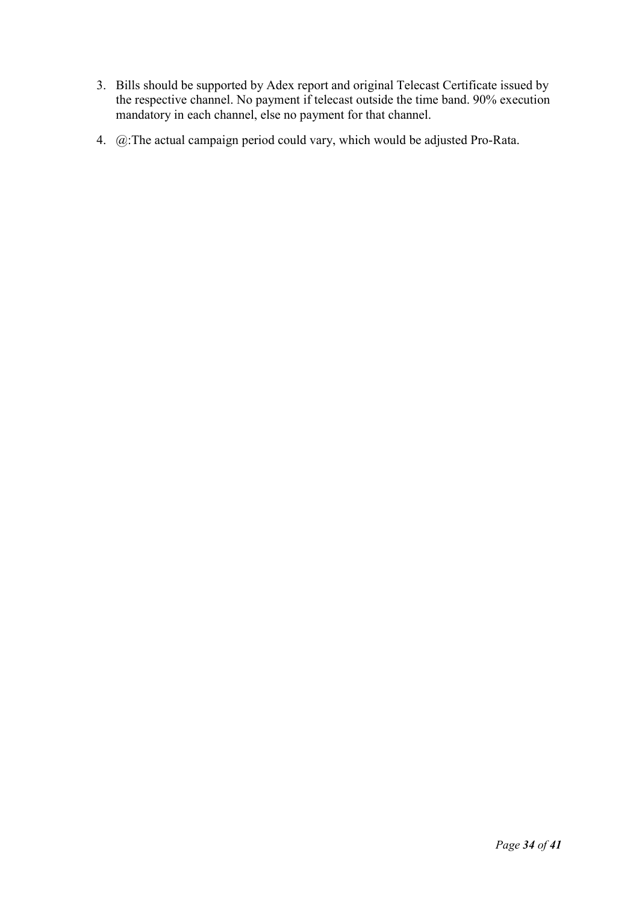3. Bills should be supported by Adex report and original Telecast Certificate issued by the respective channel. No payment if telecast outside the time band. 90% execution mandatory in each channel, else no payment for that channel.
4. @:The actual campaign period could vary, which would be adjusted Pro-Rata.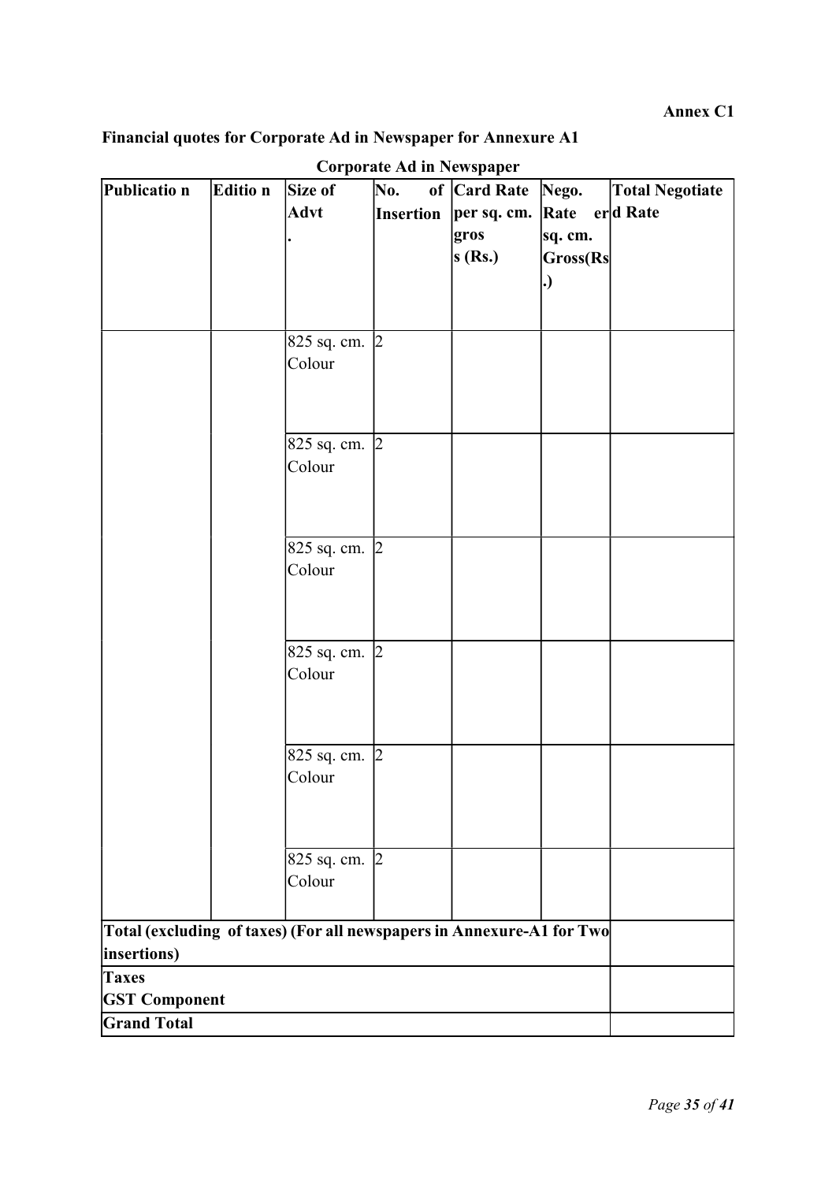**Annex C1**

**Financial quotes for Corporate Ad in Newspaper for Annexure A1**

**Corporate Ad in Newspaper**

| Publication | Edition | Size of Advt. | No. of Insertion | Card Rate per sq. cm. gross (Rs.) | Nego. Rate per sq. cm. Gross(Rs.) | Total Negotiated Rate |
|---|---|---|---|---|---|---|
| | | 825 sq. cm. Colour | 2 | | | |
| | | 825 sq. cm. Colour | 2 | | | |
| | | 825 sq. cm. Colour | 2 | | | |
| | | 825 sq. cm. Colour | 2 | | | |
| | | 825 sq. cm. Colour | 2 | | | |
| | | 825 sq. cm. Colour | 2 | | | |
| **Total (excluding of taxes) (For all newspapers in Annexure-A1 for Two insertions)** | | | | | | |
| **Taxes GST Component** | | | | | | |
| **Grand Total** | | | | | | |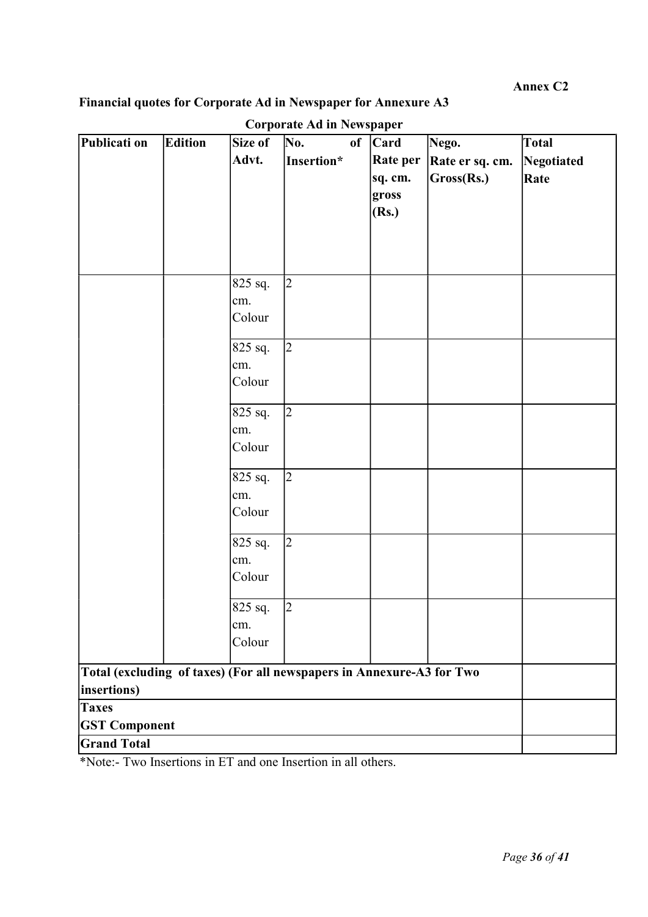**Annex C2**

**Financial quotes for Corporate Ad in Newspaper for Annexure A3**

**Corporate Ad in Newspaper**

| **Publicati on** | **Edition** | **Size of Advt.** | **No. of Insertion*** | **Card Rate per sq. cm. gross (Rs.)** | **Nego. Rate er sq. cm. Gross(Rs.)** | **Total Negotiated Rate** |
|---|---|---|---|---|---|---|
| | | 825 sq. cm. Colour | 2 | | | |
| | | 825 sq. cm. Colour | 2 | | | |
| | | 825 sq. cm. Colour | 2 | | | |
| | | 825 sq. cm. Colour | 2 | | | |
| | | 825 sq. cm. Colour | 2 | | | |
| | | 825 sq. cm. Colour | 2 | | | |
| **Total (excluding of taxes) (For all newspapers in Annexure-A3 for Two insertions)** | | | | | | |
| **Taxes GST Component** | | | | | | |
| **Grand Total** | | | | | | |

*Note:- Two Insertions in ET and one Insertion in all others.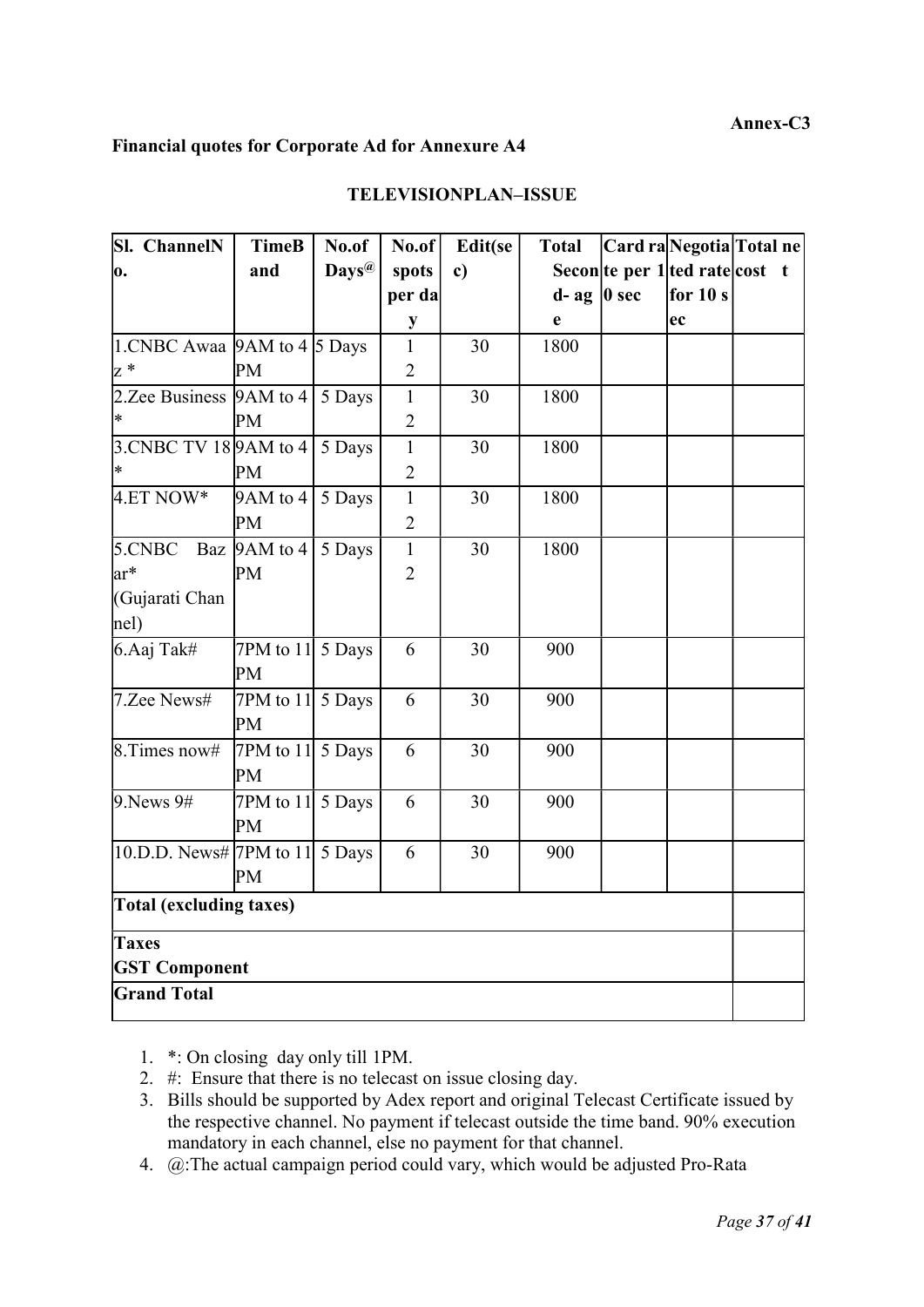**Annex-C3**

**Financial quotes for Corporate Ad for Annexure A4**

**TELEVISIONPLAN–ISSUE**

| Sl. No. | ChannelN | TimeBand | No.of Days@ | No.of spots per day | Edit(sec) | Total Second-age | Card rate per 10 sec | Negotiated rate for 10 sec | Total net cost |
|---|---|---|---|---|---|---|---|---|---|
| 1. | CNBC Awaaz * | 9AM to 4 PM | 5 Days | 12 | 30 | 1800 | | | |
| 2. | Zee Business * | 9AM to 4 PM | 5 Days | 12 | 30 | 1800 | | | |
| 3. | CNBC TV 18 * | 9AM to 4 PM | 5 Days | 12 | 30 | 1800 | | | |
| 4. | ET NOW* | 9AM to 4 PM | 5 Days | 12 | 30 | 1800 | | | |
| 5. | CNBC Bazar* (Gujarati Channel) | 9AM to 4 PM | 5 Days | 12 | 30 | 1800 | | | |
| 6. | Aaj Tak# | 7PM to 11 PM | 5 Days | 6 | 30 | 900 | | | |
| 7. | Zee News# | 7PM to 11 PM | 5 Days | 6 | 30 | 900 | | | |
| 8. | Times now# | 7PM to 11 PM | 5 Days | 6 | 30 | 900 | | | |
| 9. | News 9# | 7PM to 11 PM | 5 Days | 6 | 30 | 900 | | | |
| 10. | D.D. News# | 7PM to 11 PM | 5 Days | 6 | 30 | 900 | | | |
| **Total (excluding taxes)** | | | | | | | | | |
| **Taxes GST Component** | | | | | | | | | |
| **Grand Total** | | | | | | | | | |

1. *: On closing day only till 1PM.
2. #: Ensure that there is no telecast on issue closing day.
3. Bills should be supported by Adex report and original Telecast Certificate issued by the respective channel. No payment if telecast outside the time band. 90% execution mandatory in each channel, else no payment for that channel.
4. @:The actual campaign period could vary, which would be adjusted Pro-Rata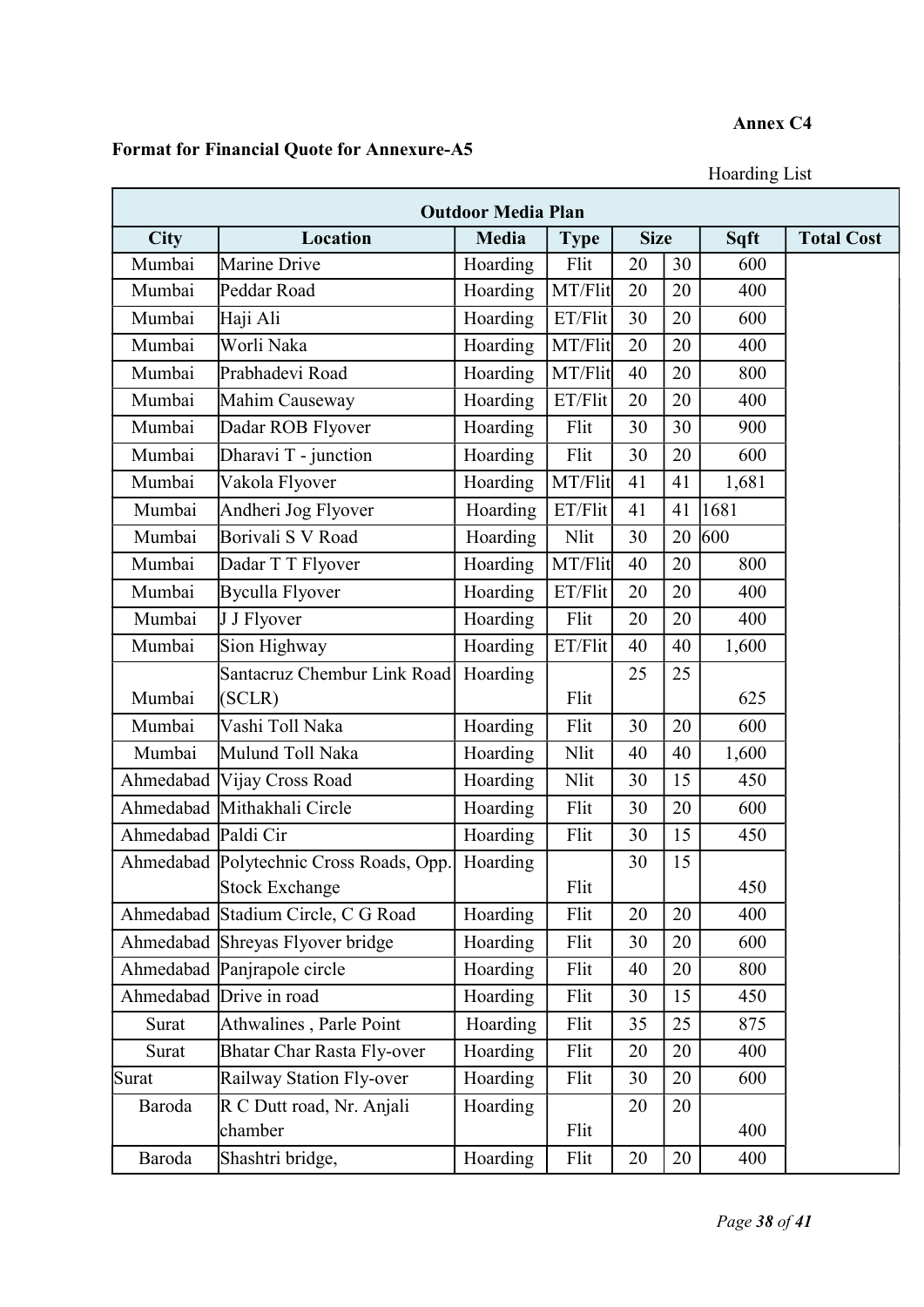**Annex C4**

**Format for Financial Quote for Annexure-A5**

Hoarding List

| **Outdoor Media Plan** | | | | | | | |
|---|---|---|---|---|---|---|---|
| **City** | **Location** | **Media** | **Type** | **Size** | | **Sqft** | **Total Cost** |
| Mumbai | Marine Drive | Hoarding | Flit | 20 | 30 | 600 | |
| Mumbai | Peddar Road | Hoarding | MT/Flit | 20 | 20 | 400 | |
| Mumbai | Haji Ali | Hoarding | ET/Flit | 30 | 20 | 600 | |
| Mumbai | Worli Naka | Hoarding | MT/Flit | 20 | 20 | 400 | |
| Mumbai | Prabhadevi Road | Hoarding | MT/Flit | 40 | 20 | 800 | |
| Mumbai | Mahim Causeway | Hoarding | ET/Flit | 20 | 20 | 400 | |
| Mumbai | Dadar ROB Flyover | Hoarding | Flit | 30 | 30 | 900 | |
| Mumbai | Dharavi T - junction | Hoarding | Flit | 30 | 20 | 600 | |
| Mumbai | Vakola Flyover | Hoarding | MT/Flit | 41 | 41 | 1,681 | |
| Mumbai | Andheri Jog Flyover | Hoarding | ET/Flit | 41 | 41 | 1681 | |
| Mumbai | Borivali S V Road | Hoarding | Nlit | 30 | 20 | 600 | |
| Mumbai | Dadar T T Flyover | Hoarding | MT/Flit | 40 | 20 | 800 | |
| Mumbai | Byculla Flyover | Hoarding | ET/Flit | 20 | 20 | 400 | |
| Mumbai | J J Flyover | Hoarding | Flit | 20 | 20 | 400 | |
| Mumbai | Sion Highway | Hoarding | ET/Flit | 40 | 40 | 1,600 | |
| Mumbai | Santacruz Chembur Link Road (SCLR) | Hoarding | Flit | 25 | 25 | 625 | |
| Mumbai | Vashi Toll Naka | Hoarding | Flit | 30 | 20 | 600 | |
| Mumbai | Mulund Toll Naka | Hoarding | Nlit | 40 | 40 | 1,600 | |
| Ahmedabad | Vijay Cross Road | Hoarding | Nlit | 30 | 15 | 450 | |
| Ahmedabad | Mithakhali Circle | Hoarding | Flit | 30 | 20 | 600 | |
| Ahmedabad | Paldi Cir | Hoarding | Flit | 30 | 15 | 450 | |
| Ahmedabad | Polytechnic Cross Roads, Opp. Stock Exchange | Hoarding | Flit | 30 | 15 | 450 | |
| Ahmedabad | Stadium Circle, C G Road | Hoarding | Flit | 20 | 20 | 400 | |
| Ahmedabad | Shreyas Flyover bridge | Hoarding | Flit | 30 | 20 | 600 | |
| Ahmedabad | Panjrapole circle | Hoarding | Flit | 40 | 20 | 800 | |
| Ahmedabad | Drive in road | Hoarding | Flit | 30 | 15 | 450 | |
| Surat | Athwalines , Parle Point | Hoarding | Flit | 35 | 25 | 875 | |
| Surat | Bhatar Char Rasta Fly-over | Hoarding | Flit | 20 | 20 | 400 | |
| Surat | Railway Station Fly-over | Hoarding | Flit | 30 | 20 | 600 | |
| Baroda | R C Dutt road, Nr. Anjali chamber | Hoarding | Flit | 20 | 20 | 400 | |
| Baroda | Shashtri bridge, | Hoarding | Flit | 20 | 20 | 400 | |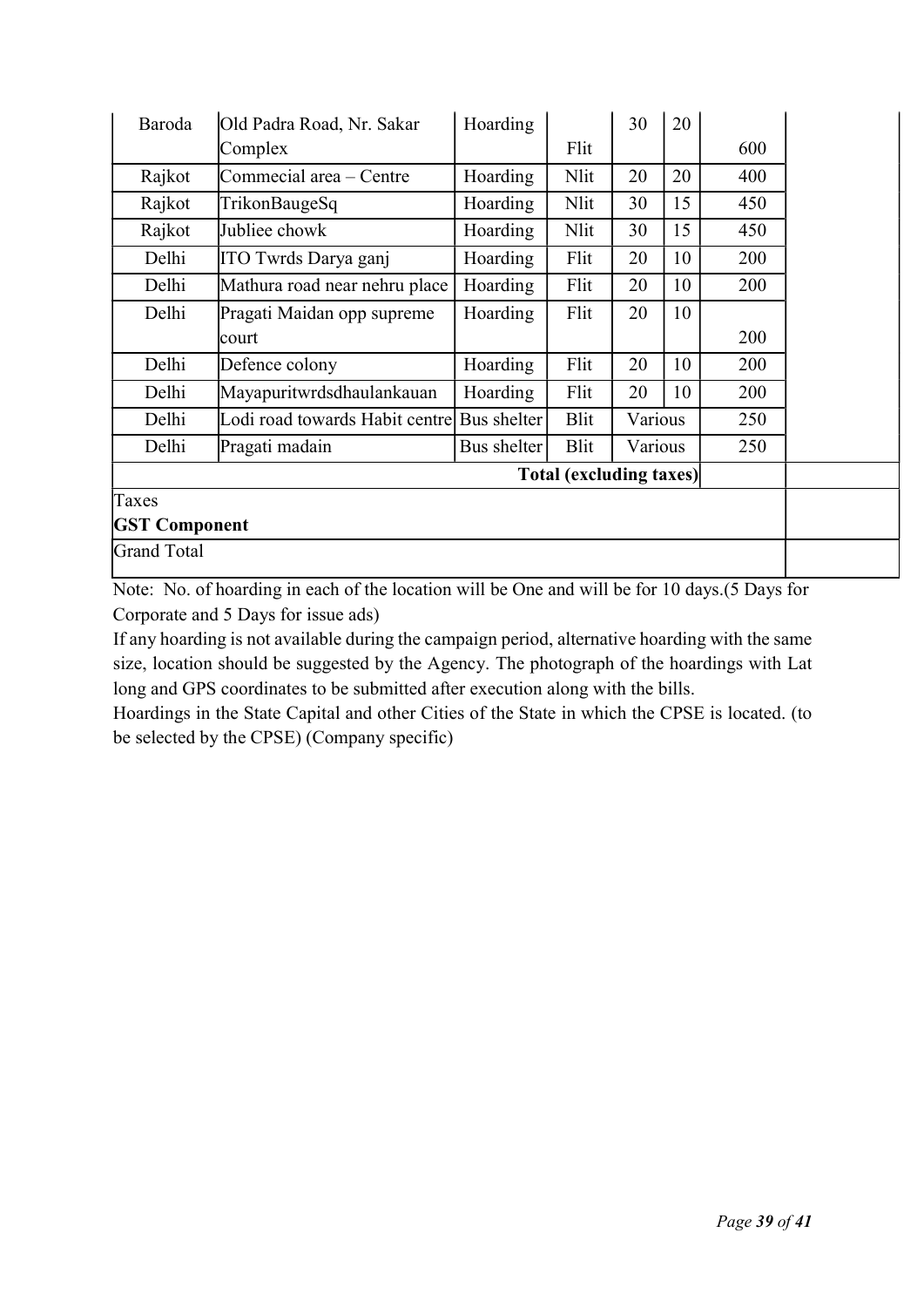| Baroda | Old Padra Road, Nr. Sakar Complex | Hoarding | Flit | 30 | 20 | 600 | |
|---|---|---|---|---|---|---|---|
| Rajkot | Commecial area – Centre | Hoarding | Nlit | 20 | 20 | 400 | |
| Rajkot | TrikonBaugeSq | Hoarding | Nlit | 30 | 15 | 450 | |
| Rajkot | Jubliee chowk | Hoarding | Nlit | 30 | 15 | 450 | |
| Delhi | ITO Twrds Darya ganj | Hoarding | Flit | 20 | 10 | 200 | |
| Delhi | Mathura road near nehru place | Hoarding | Flit | 20 | 10 | 200 | |
| Delhi | Pragati Maidan opp supreme court | Hoarding | Flit | 20 | 10 | 200 | |
| Delhi | Defence colony | Hoarding | Flit | 20 | 10 | 200 | |
| Delhi | Mayapuritwrdsdhaulankauan | Hoarding | Flit | 20 | 10 | 200 | |
| Delhi | Lodi road towards Habit centre | Bus shelter | Blit | Various | | 250 | |
| Delhi | Pragati madain | Bus shelter | Blit | Various | | 250 | |
| | | | **Total (excluding taxes)** | | | | |
| Taxes<br>**GST Component** | | | | | | | |
| Grand Total | | | | | | | |

Note: No. of hoarding in each of the location will be One and will be for 10 days.(5 Days for Corporate and 5 Days for issue ads)

If any hoarding is not available during the campaign period, alternative hoarding with the same size, location should be suggested by the Agency. The photograph of the hoardings with Lat long and GPS coordinates to be submitted after execution along with the bills.

Hoardings in the State Capital and other Cities of the State in which the CPSE is located. (to be selected by the CPSE) (Company specific)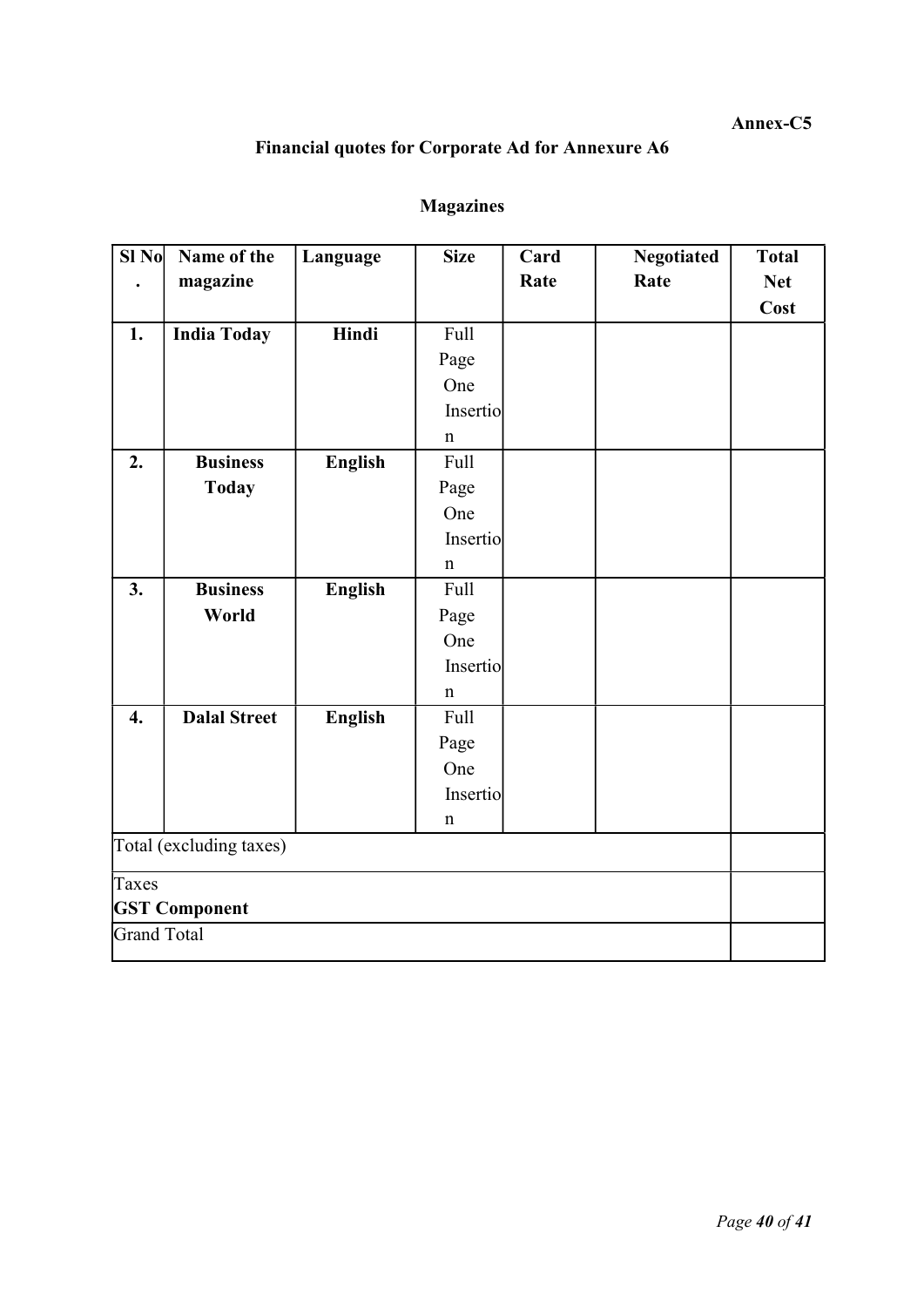**Annex-C5**

## Financial quotes for Corporate Ad for Annexure A6

### Magazines

| Sl No. | Name of the magazine | Language | Size | Card Rate | Negotiated Rate | Total Net Cost |
|---|---|---|---|---|---|---|
| **1.** | **India Today** | **Hindi** | Full Page One Insertion | | | |
| **2.** | **Business Today** | **English** | Full Page One Insertion | | | |
| **3.** | **Business World** | **English** | Full Page One Insertion | | | |
| **4.** | **Dalal Street** | **English** | Full Page One Insertion | | | |
| Total (excluding taxes) | | | | | | |
| Taxes **GST Component** | | | | | | |
| Grand Total | | | | | | |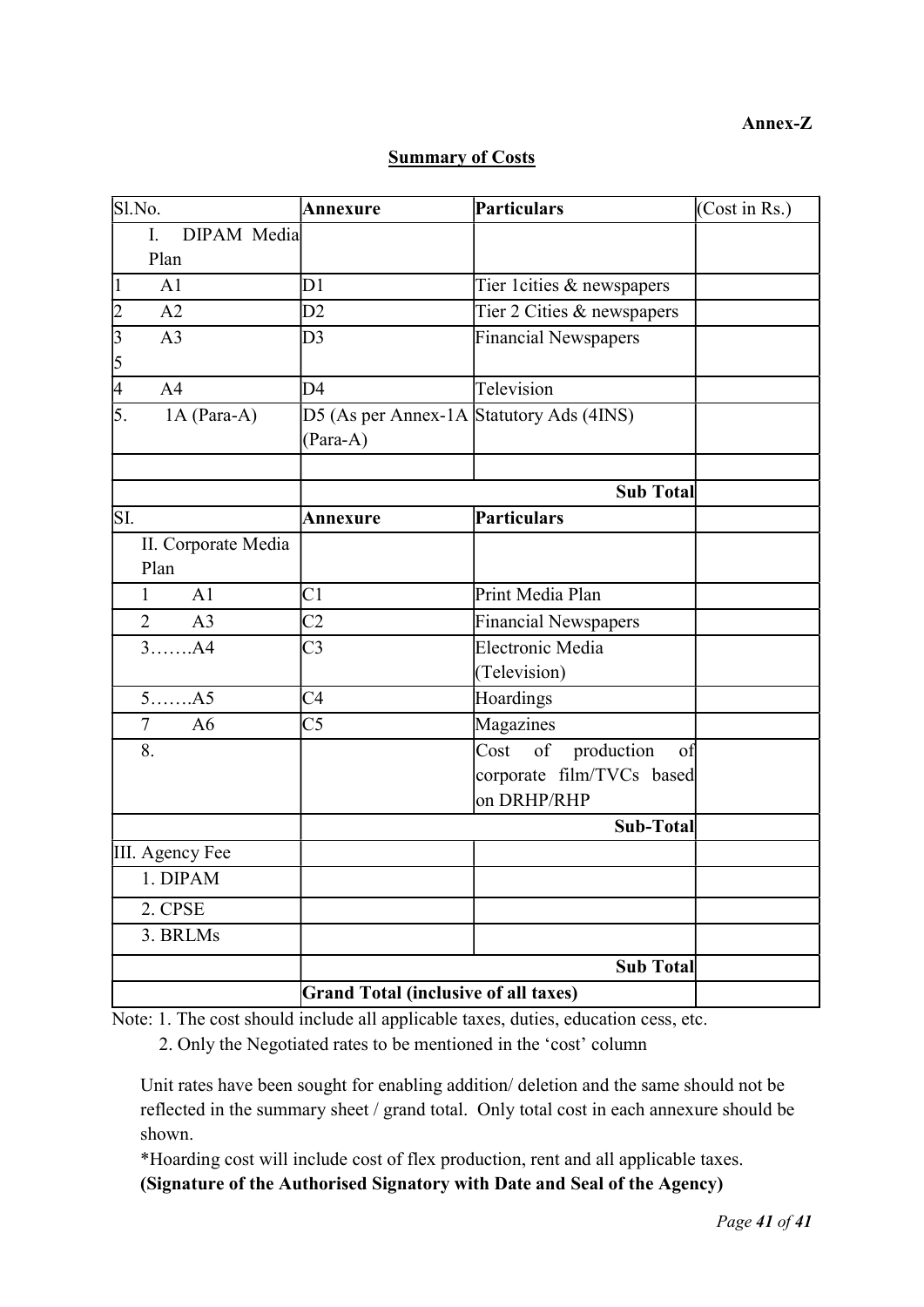**Annex-Z**

## Summary of Costs

| Sl.No. | Annexure | Particulars | (Cost in Rs.) |
|---|---|---|---|
| I. DIPAM Media Plan | | | |
| 1 A1 | D1 | Tier 1cities & newspapers | |
| 2 A2 | D2 | Tier 2 Cities & newspapers | |
| 3 A3 5 | D3 | Financial Newspapers | |
| 4 A4 | D4 | Television | |
| 5. 1A (Para-A) | D5 (As per Annex-1A (Para-A) | Statutory Ads (4INS) | |
| | | | |
| | | **Sub Total** | |
| SI. | **Annexure** | **Particulars** | |
| II. Corporate Media Plan | | | |
| 1 A1 | C1 | Print Media Plan | |
| 2 A3 | C2 | Financial Newspapers | |
| 3…….A4 | C3 | Electronic Media (Television) | |
| 5…….A5 | C4 | Hoardings | |
| 7 A6 | C5 | Magazines | |
| 8. | | Cost of production of corporate film/TVCs based on DRHP/RHP | |
| | | **Sub-Total** | |
| III. Agency Fee | | | |
| 1. DIPAM | | | |
| 2. CPSE | | | |
| 3. BRLMs | | | |
| | | **Sub Total** | |
| | **Grand Total (inclusive of all taxes)** | | |

Note: 1. The cost should include all applicable taxes, duties, education cess, etc.

2. Only the Negotiated rates to be mentioned in the 'cost' column

Unit rates have been sought for enabling addition/ deletion and the same should not be reflected in the summary sheet / grand total. Only total cost in each annexure should be shown.

*Hoarding cost will include cost of flex production, rent and all applicable taxes.

**(Signature of the Authorised Signatory with Date and Seal of the Agency)**